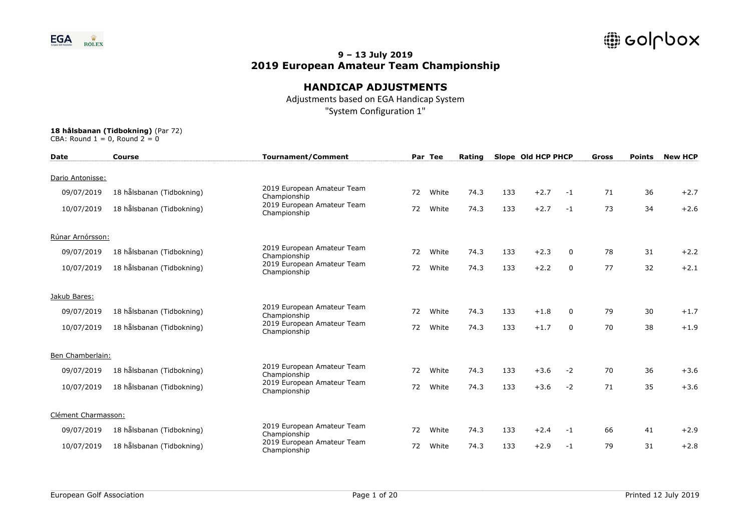**9 – 13 July 2019**
**2019 European Amateur Team Championship**

## HANDICAP ADJUSTMENTS

Adjustments based on EGA Handicap System
"System Configuration 1"

**18 hålsbanan (Tidbokning)** (Par 72)
CBA: Round 1 = 0, Round 2 = 0

| Date | Course | Tournament/Comment | Par | Tee | Rating | Slope | Old HCP | PHCP | Gross | Points | New HCP |
|---|---|---|---|---|---|---|---|---|---|---|---|
| Dario Antonisse: | | | | | | | | | | | |
| 09/07/2019 | 18 hålsbanan (Tidbokning) | 2019 European Amateur Team Championship | 72 | White | 74.3 | 133 | +2.7 | -1 | 71 | 36 | +2.7 |
| 10/07/2019 | 18 hålsbanan (Tidbokning) | 2019 European Amateur Team Championship | 72 | White | 74.3 | 133 | +2.7 | -1 | 73 | 34 | +2.6 |
| Rúnar Arnórsson: | | | | | | | | | | | |
| 09/07/2019 | 18 hålsbanan (Tidbokning) | 2019 European Amateur Team Championship | 72 | White | 74.3 | 133 | +2.3 | 0 | 78 | 31 | +2.2 |
| 10/07/2019 | 18 hålsbanan (Tidbokning) | 2019 European Amateur Team Championship | 72 | White | 74.3 | 133 | +2.2 | 0 | 77 | 32 | +2.1 |
| Jakub Bares: | | | | | | | | | | | |
| 09/07/2019 | 18 hålsbanan (Tidbokning) | 2019 European Amateur Team Championship | 72 | White | 74.3 | 133 | +1.8 | 0 | 79 | 30 | +1.7 |
| 10/07/2019 | 18 hålsbanan (Tidbokning) | 2019 European Amateur Team Championship | 72 | White | 74.3 | 133 | +1.7 | 0 | 70 | 38 | +1.9 |
| Ben Chamberlain: | | | | | | | | | | | |
| 09/07/2019 | 18 hålsbanan (Tidbokning) | 2019 European Amateur Team Championship | 72 | White | 74.3 | 133 | +3.6 | -2 | 70 | 36 | +3.6 |
| 10/07/2019 | 18 hålsbanan (Tidbokning) | 2019 European Amateur Team Championship | 72 | White | 74.3 | 133 | +3.6 | -2 | 71 | 35 | +3.6 |
| Clément Charmasson: | | | | | | | | | | | |
| 09/07/2019 | 18 hålsbanan (Tidbokning) | 2019 European Amateur Team Championship | 72 | White | 74.3 | 133 | +2.4 | -1 | 66 | 41 | +2.9 |
| 10/07/2019 | 18 hålsbanan (Tidbokning) | 2019 European Amateur Team Championship | 72 | White | 74.3 | 133 | +2.9 | -1 | 79 | 31 | +2.8 |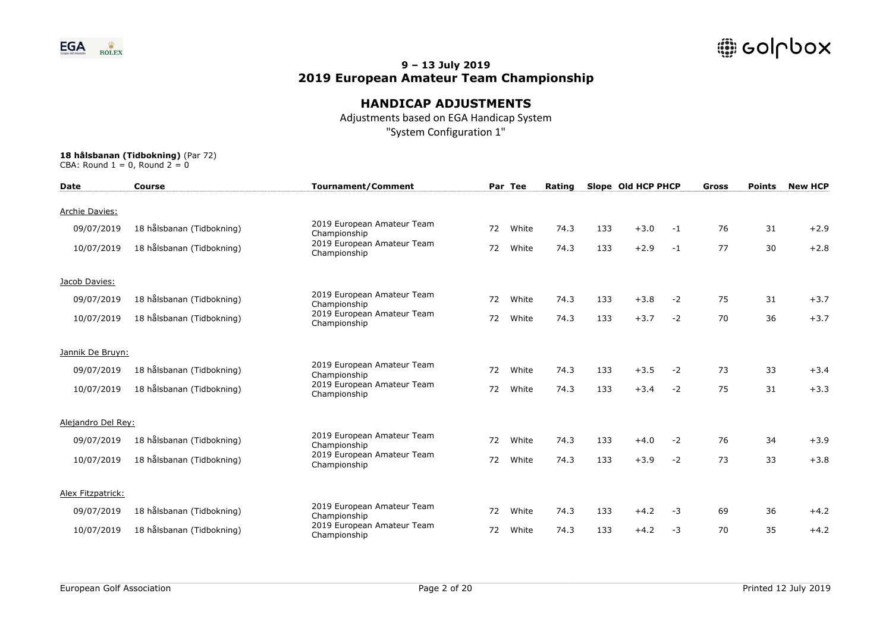**9 – 13 July 2019**
**2019 European Amateur Team Championship**

## HANDICAP ADJUSTMENTS

Adjustments based on EGA Handicap System
"System Configuration 1"

**18 hålsbanan (Tidbokning)** (Par 72)
CBA: Round 1 = 0, Round 2 = 0

| Date | Course | Tournament/Comment | Par | Tee | Rating | Slope | Old HCP | PHCP | Gross | Points | New HCP |
|---|---|---|---|---|---|---|---|---|---|---|---|
| Archie Davies: | | | | | | | | | | | |
| 09/07/2019 | 18 hålsbanan (Tidbokning) | 2019 European Amateur Team Championship | 72 | White | 74.3 | 133 | +3.0 | -1 | 76 | 31 | +2.9 |
| 10/07/2019 | 18 hålsbanan (Tidbokning) | 2019 European Amateur Team Championship | 72 | White | 74.3 | 133 | +2.9 | -1 | 77 | 30 | +2.8 |
| Jacob Davies: | | | | | | | | | | | |
| 09/07/2019 | 18 hålsbanan (Tidbokning) | 2019 European Amateur Team Championship | 72 | White | 74.3 | 133 | +3.8 | -2 | 75 | 31 | +3.7 |
| 10/07/2019 | 18 hålsbanan (Tidbokning) | 2019 European Amateur Team Championship | 72 | White | 74.3 | 133 | +3.7 | -2 | 70 | 36 | +3.7 |
| Jannik De Bruyn: | | | | | | | | | | | |
| 09/07/2019 | 18 hålsbanan (Tidbokning) | 2019 European Amateur Team Championship | 72 | White | 74.3 | 133 | +3.5 | -2 | 73 | 33 | +3.4 |
| 10/07/2019 | 18 hålsbanan (Tidbokning) | 2019 European Amateur Team Championship | 72 | White | 74.3 | 133 | +3.4 | -2 | 75 | 31 | +3.3 |
| Alejandro Del Rey: | | | | | | | | | | | |
| 09/07/2019 | 18 hålsbanan (Tidbokning) | 2019 European Amateur Team Championship | 72 | White | 74.3 | 133 | +4.0 | -2 | 76 | 34 | +3.9 |
| 10/07/2019 | 18 hålsbanan (Tidbokning) | 2019 European Amateur Team Championship | 72 | White | 74.3 | 133 | +3.9 | -2 | 73 | 33 | +3.8 |
| Alex Fitzpatrick: | | | | | | | | | | | |
| 09/07/2019 | 18 hålsbanan (Tidbokning) | 2019 European Amateur Team Championship | 72 | White | 74.3 | 133 | +4.2 | -3 | 69 | 36 | +4.2 |
| 10/07/2019 | 18 hålsbanan (Tidbokning) | 2019 European Amateur Team Championship | 72 | White | 74.3 | 133 | +4.2 | -3 | 70 | 35 | +4.2 |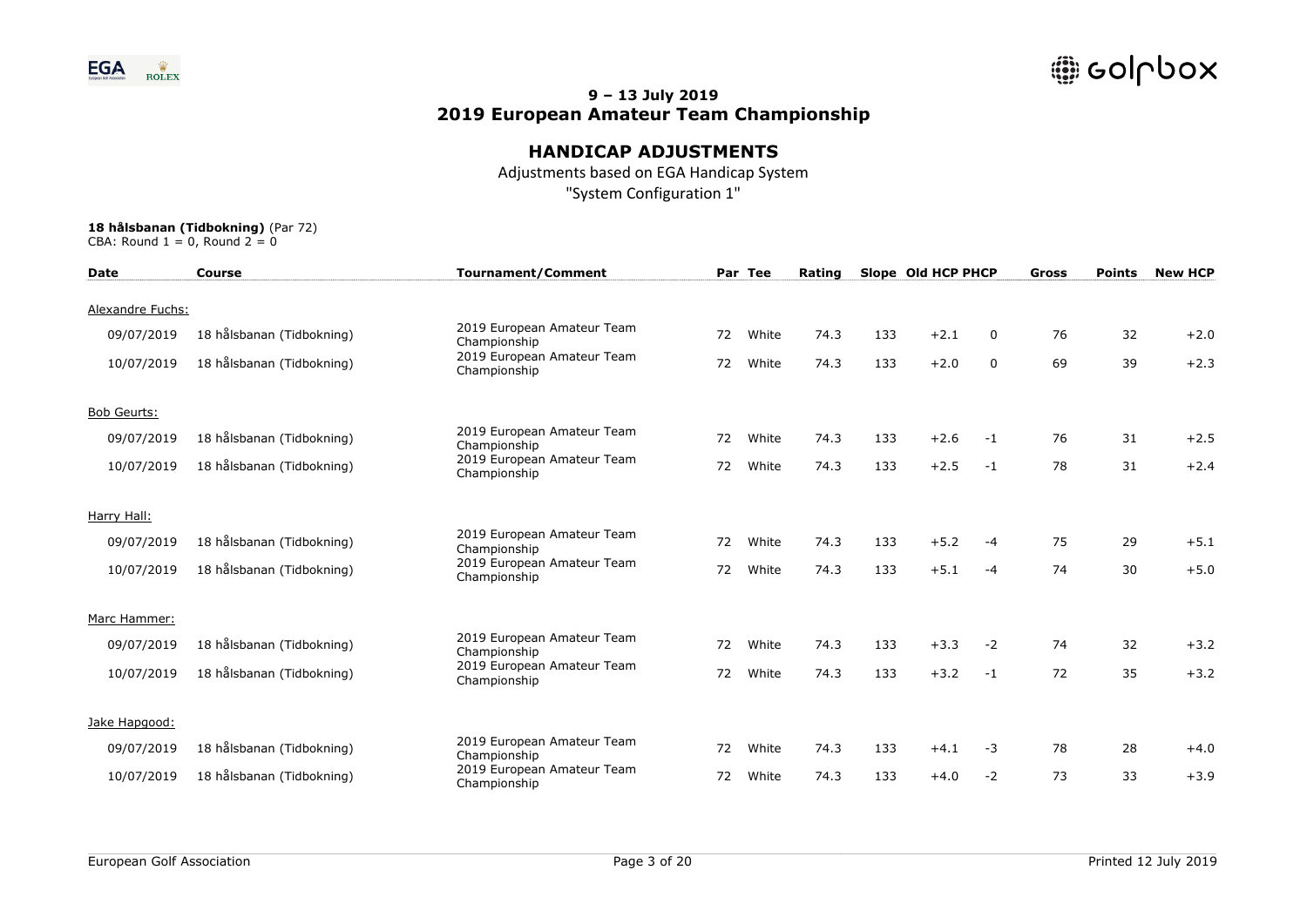**9 – 13 July 2019**
**2019 European Amateur Team Championship**

## HANDICAP ADJUSTMENTS

Adjustments based on EGA Handicap System

"System Configuration 1"

**18 hålsbanan (Tidbokning)** (Par 72)
CBA: Round 1 = 0, Round 2 = 0

| Date | Course | Tournament/Comment | Par | Tee | Rating | Slope | Old HCP | PHCP | Gross | Points | New HCP |
|---|---|---|---|---|---|---|---|---|---|---|---|
| Alexandre Fuchs: | | | | | | | | | | | |
| 09/07/2019 | 18 hålsbanan (Tidbokning) | 2019 European Amateur Team Championship | 72 | White | 74.3 | 133 | +2.1 | 0 | 76 | 32 | +2.0 |
| 10/07/2019 | 18 hålsbanan (Tidbokning) | 2019 European Amateur Team Championship | 72 | White | 74.3 | 133 | +2.0 | 0 | 69 | 39 | +2.3 |
| Bob Geurts: | | | | | | | | | | | |
| 09/07/2019 | 18 hålsbanan (Tidbokning) | 2019 European Amateur Team Championship | 72 | White | 74.3 | 133 | +2.6 | -1 | 76 | 31 | +2.5 |
| 10/07/2019 | 18 hålsbanan (Tidbokning) | 2019 European Amateur Team Championship | 72 | White | 74.3 | 133 | +2.5 | -1 | 78 | 31 | +2.4 |
| Harry Hall: | | | | | | | | | | | |
| 09/07/2019 | 18 hålsbanan (Tidbokning) | 2019 European Amateur Team Championship | 72 | White | 74.3 | 133 | +5.2 | -4 | 75 | 29 | +5.1 |
| 10/07/2019 | 18 hålsbanan (Tidbokning) | 2019 European Amateur Team Championship | 72 | White | 74.3 | 133 | +5.1 | -4 | 74 | 30 | +5.0 |
| Marc Hammer: | | | | | | | | | | | |
| 09/07/2019 | 18 hålsbanan (Tidbokning) | 2019 European Amateur Team Championship | 72 | White | 74.3 | 133 | +3.3 | -2 | 74 | 32 | +3.2 |
| 10/07/2019 | 18 hålsbanan (Tidbokning) | 2019 European Amateur Team Championship | 72 | White | 74.3 | 133 | +3.2 | -1 | 72 | 35 | +3.2 |
| Jake Hapgood: | | | | | | | | | | | |
| 09/07/2019 | 18 hålsbanan (Tidbokning) | 2019 European Amateur Team Championship | 72 | White | 74.3 | 133 | +4.1 | -3 | 78 | 28 | +4.0 |
| 10/07/2019 | 18 hålsbanan (Tidbokning) | 2019 European Amateur Team Championship | 72 | White | 74.3 | 133 | +4.0 | -2 | 73 | 33 | +3.9 |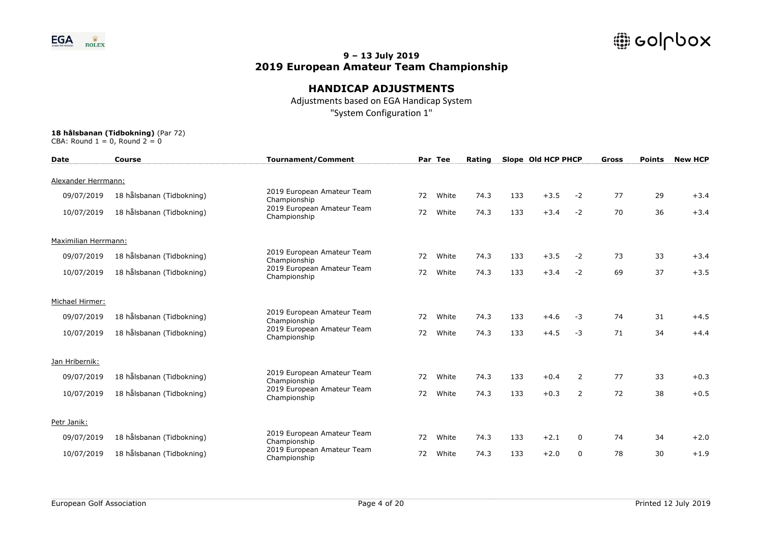## 9 – 13 July 2019
## 2019 European Amateur Team Championship

### HANDICAP ADJUSTMENTS

Adjustments based on EGA Handicap System
"System Configuration 1"

**18 hålsbanan (Tidbokning)** (Par 72)
CBA: Round 1 = 0, Round 2 = 0

| Date | Course | Tournament/Comment | Par | Tee | Rating | Slope | Old HCP | PHCP | Gross | Points | New HCP |
|---|---|---|---|---|---|---|---|---|---|---|---|
| Alexander Herrmann: | | | | | | | | | | | |
| 09/07/2019 | 18 hålsbanan (Tidbokning) | 2019 European Amateur Team Championship | 72 | White | 74.3 | 133 | +3.5 | -2 | 77 | 29 | +3.4 |
| 10/07/2019 | 18 hålsbanan (Tidbokning) | 2019 European Amateur Team Championship | 72 | White | 74.3 | 133 | +3.4 | -2 | 70 | 36 | +3.4 |
| Maximilian Herrmann: | | | | | | | | | | | |
| 09/07/2019 | 18 hålsbanan (Tidbokning) | 2019 European Amateur Team Championship | 72 | White | 74.3 | 133 | +3.5 | -2 | 73 | 33 | +3.4 |
| 10/07/2019 | 18 hålsbanan (Tidbokning) | 2019 European Amateur Team Championship | 72 | White | 74.3 | 133 | +3.4 | -2 | 69 | 37 | +3.5 |
| Michael Hirmer: | | | | | | | | | | | |
| 09/07/2019 | 18 hålsbanan (Tidbokning) | 2019 European Amateur Team Championship | 72 | White | 74.3 | 133 | +4.6 | -3 | 74 | 31 | +4.5 |
| 10/07/2019 | 18 hålsbanan (Tidbokning) | 2019 European Amateur Team Championship | 72 | White | 74.3 | 133 | +4.5 | -3 | 71 | 34 | +4.4 |
| Jan Hribernik: | | | | | | | | | | | |
| 09/07/2019 | 18 hålsbanan (Tidbokning) | 2019 European Amateur Team Championship | 72 | White | 74.3 | 133 | +0.4 | 2 | 77 | 33 | +0.3 |
| 10/07/2019 | 18 hålsbanan (Tidbokning) | 2019 European Amateur Team Championship | 72 | White | 74.3 | 133 | +0.3 | 2 | 72 | 38 | +0.5 |
| Petr Janik: | | | | | | | | | | | |
| 09/07/2019 | 18 hålsbanan (Tidbokning) | 2019 European Amateur Team Championship | 72 | White | 74.3 | 133 | +2.1 | 0 | 74 | 34 | +2.0 |
| 10/07/2019 | 18 hålsbanan (Tidbokning) | 2019 European Amateur Team Championship | 72 | White | 74.3 | 133 | +2.0 | 0 | 78 | 30 | +1.9 |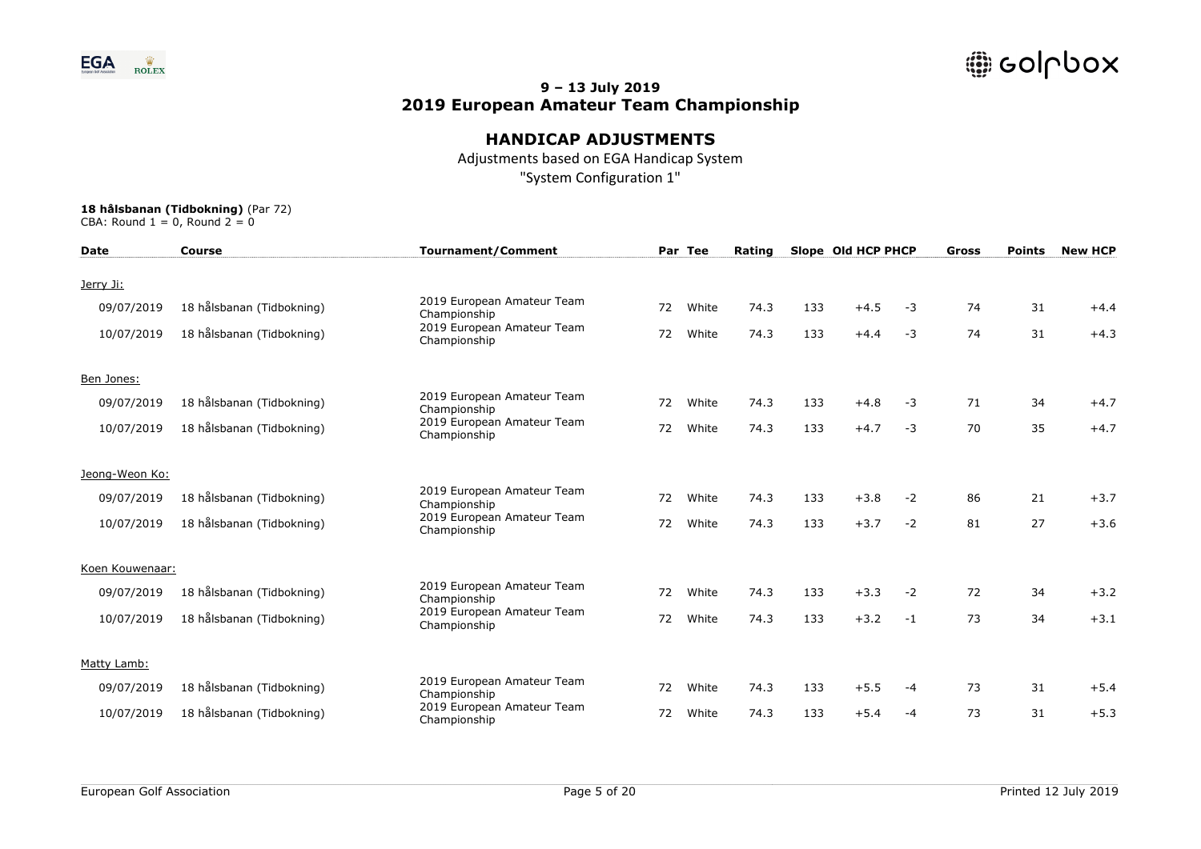## 9 – 13 July 2019
## 2019 European Amateur Team Championship

# HANDICAP ADJUSTMENTS

Adjustments based on EGA Handicap System
"System Configuration 1"

**18 hålsbanan (Tidbokning)** (Par 72)
CBA: Round 1 = 0, Round 2 = 0

| Date | Course | Tournament/Comment | Par | Tee | Rating | Slope | Old HCP | PHCP | Gross | Points | New HCP |
|---|---|---|---|---|---|---|---|---|---|---|---|
| Jerry Ji: | | | | | | | | | | | |
| 09/07/2019 | 18 hålsbanan (Tidbokning) | 2019 European Amateur Team Championship | 72 | White | 74.3 | 133 | +4.5 | -3 | 74 | 31 | +4.4 |
| 10/07/2019 | 18 hålsbanan (Tidbokning) | 2019 European Amateur Team Championship | 72 | White | 74.3 | 133 | +4.4 | -3 | 74 | 31 | +4.3 |
| Ben Jones: | | | | | | | | | | | |
| 09/07/2019 | 18 hålsbanan (Tidbokning) | 2019 European Amateur Team Championship | 72 | White | 74.3 | 133 | +4.8 | -3 | 71 | 34 | +4.7 |
| 10/07/2019 | 18 hålsbanan (Tidbokning) | 2019 European Amateur Team Championship | 72 | White | 74.3 | 133 | +4.7 | -3 | 70 | 35 | +4.7 |
| Jeong-Weon Ko: | | | | | | | | | | | |
| 09/07/2019 | 18 hålsbanan (Tidbokning) | 2019 European Amateur Team Championship | 72 | White | 74.3 | 133 | +3.8 | -2 | 86 | 21 | +3.7 |
| 10/07/2019 | 18 hålsbanan (Tidbokning) | 2019 European Amateur Team Championship | 72 | White | 74.3 | 133 | +3.7 | -2 | 81 | 27 | +3.6 |
| Koen Kouwenaar: | | | | | | | | | | | |
| 09/07/2019 | 18 hålsbanan (Tidbokning) | 2019 European Amateur Team Championship | 72 | White | 74.3 | 133 | +3.3 | -2 | 72 | 34 | +3.2 |
| 10/07/2019 | 18 hålsbanan (Tidbokning) | 2019 European Amateur Team Championship | 72 | White | 74.3 | 133 | +3.2 | -1 | 73 | 34 | +3.1 |
| Matty Lamb: | | | | | | | | | | | |
| 09/07/2019 | 18 hålsbanan (Tidbokning) | 2019 European Amateur Team Championship | 72 | White | 74.3 | 133 | +5.5 | -4 | 73 | 31 | +5.4 |
| 10/07/2019 | 18 hålsbanan (Tidbokning) | 2019 European Amateur Team Championship | 72 | White | 74.3 | 133 | +5.4 | -4 | 73 | 31 | +5.3 |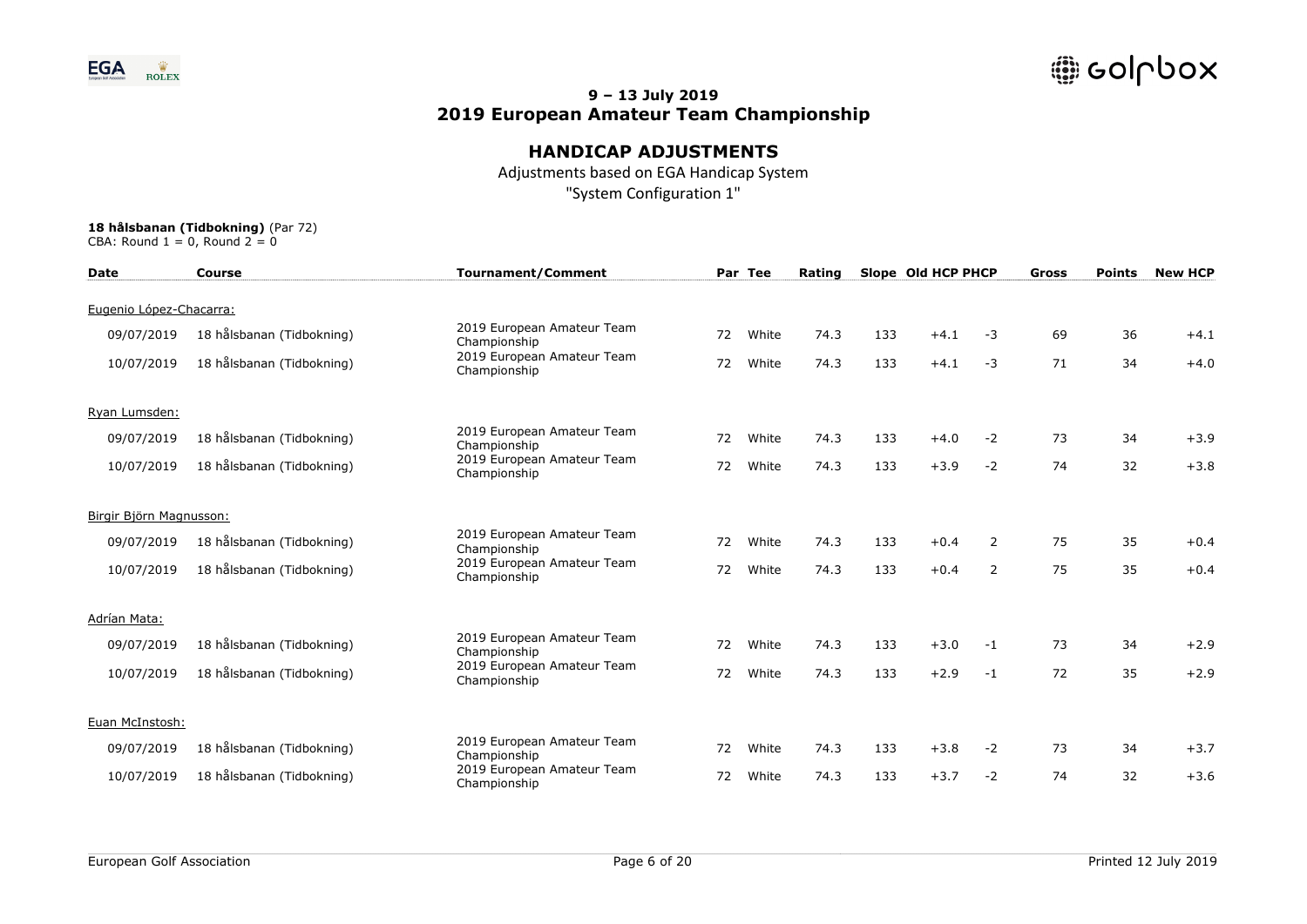**9 – 13 July 2019**
**2019 European Amateur Team Championship**

## HANDICAP ADJUSTMENTS

Adjustments based on EGA Handicap System

"System Configuration 1"

**18 hålsbanan (Tidbokning)** (Par 72)
CBA: Round 1 = 0, Round 2 = 0

| Date | Course | Tournament/Comment | Par | Tee | Rating | Slope | Old HCP | PHCP | Gross | Points | New HCP |
|---|---|---|---|---|---|---|---|---|---|---|---|
| Eugenio López-Chacarra: | | | | | | | | | | | |
| 09/07/2019 | 18 hålsbanan (Tidbokning) | 2019 European Amateur Team Championship | 72 | White | 74.3 | 133 | +4.1 | -3 | 69 | 36 | +4.1 |
| 10/07/2019 | 18 hålsbanan (Tidbokning) | 2019 European Amateur Team Championship | 72 | White | 74.3 | 133 | +4.1 | -3 | 71 | 34 | +4.0 |
| Ryan Lumsden: | | | | | | | | | | | |
| 09/07/2019 | 18 hålsbanan (Tidbokning) | 2019 European Amateur Team Championship | 72 | White | 74.3 | 133 | +4.0 | -2 | 73 | 34 | +3.9 |
| 10/07/2019 | 18 hålsbanan (Tidbokning) | 2019 European Amateur Team Championship | 72 | White | 74.3 | 133 | +3.9 | -2 | 74 | 32 | +3.8 |
| Birgir Björn Magnusson: | | | | | | | | | | | |
| 09/07/2019 | 18 hålsbanan (Tidbokning) | 2019 European Amateur Team Championship | 72 | White | 74.3 | 133 | +0.4 | 2 | 75 | 35 | +0.4 |
| 10/07/2019 | 18 hålsbanan (Tidbokning) | 2019 European Amateur Team Championship | 72 | White | 74.3 | 133 | +0.4 | 2 | 75 | 35 | +0.4 |
| Adrían Mata: | | | | | | | | | | | |
| 09/07/2019 | 18 hålsbanan (Tidbokning) | 2019 European Amateur Team Championship | 72 | White | 74.3 | 133 | +3.0 | -1 | 73 | 34 | +2.9 |
| 10/07/2019 | 18 hålsbanan (Tidbokning) | 2019 European Amateur Team Championship | 72 | White | 74.3 | 133 | +2.9 | -1 | 72 | 35 | +2.9 |
| Euan McInstosh: | | | | | | | | | | | |
| 09/07/2019 | 18 hålsbanan (Tidbokning) | 2019 European Amateur Team Championship | 72 | White | 74.3 | 133 | +3.8 | -2 | 73 | 34 | +3.7 |
| 10/07/2019 | 18 hålsbanan (Tidbokning) | 2019 European Amateur Team Championship | 72 | White | 74.3 | 133 | +3.7 | -2 | 74 | 32 | +3.6 |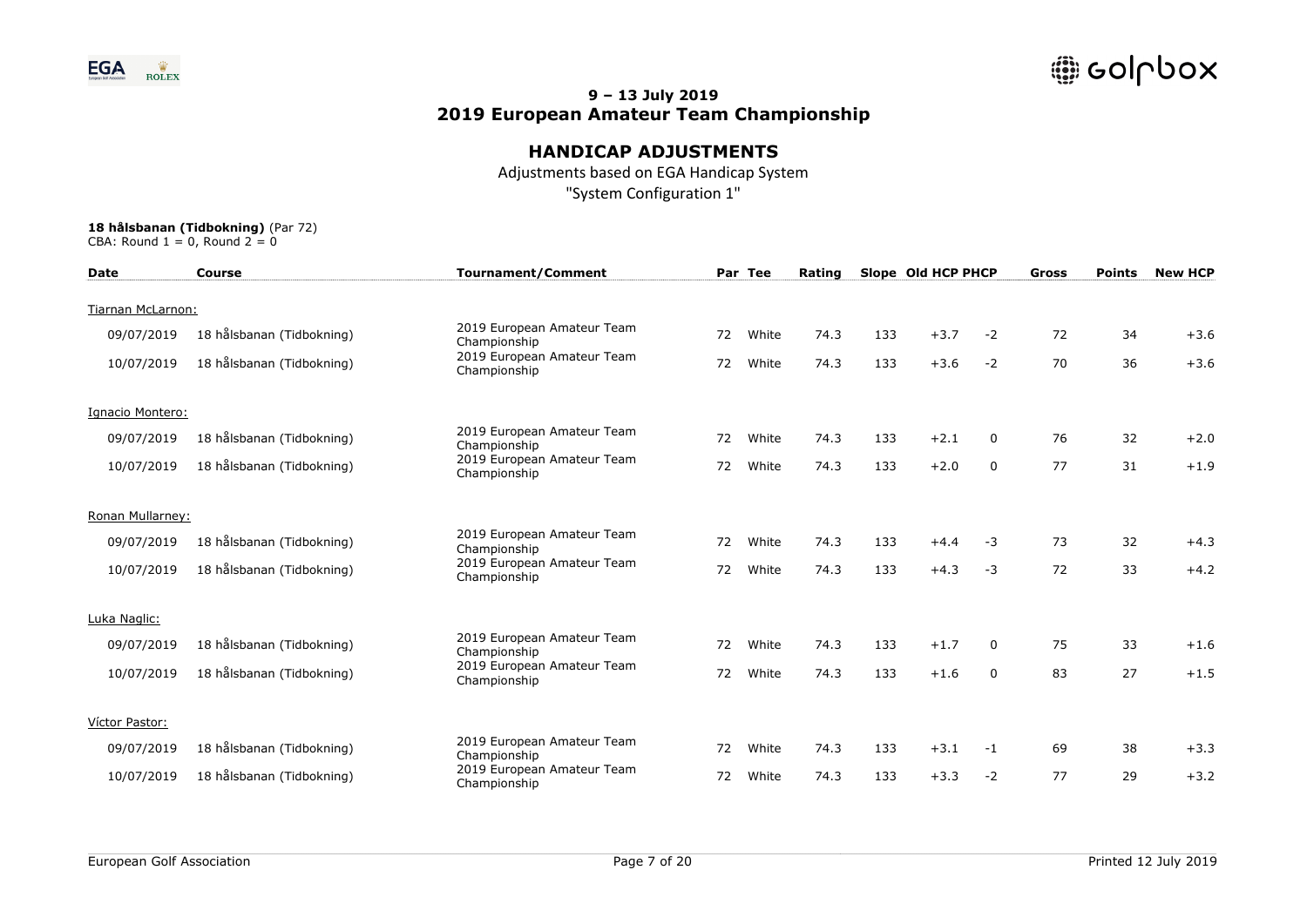**9 – 13 July 2019**
**2019 European Amateur Team Championship**

## HANDICAP ADJUSTMENTS

Adjustments based on EGA Handicap System

"System Configuration 1"

**18 hålsbanan (Tidbokning)** (Par 72)

CBA: Round 1 = 0, Round 2 = 0

| Date | Course | Tournament/Comment | Par | Tee | Rating | Slope | Old HCP | PHCP | Gross | Points | New HCP |
|---|---|---|---|---|---|---|---|---|---|---|---|
| Tiarnan McLarnon: | | | | | | | | | | | |
| 09/07/2019 | 18 hålsbanan (Tidbokning) | 2019 European Amateur Team Championship | 72 | White | 74.3 | 133 | +3.7 | -2 | 72 | 34 | +3.6 |
| 10/07/2019 | 18 hålsbanan (Tidbokning) | 2019 European Amateur Team Championship | 72 | White | 74.3 | 133 | +3.6 | -2 | 70 | 36 | +3.6 |
| Ignacio Montero: | | | | | | | | | | | |
| 09/07/2019 | 18 hålsbanan (Tidbokning) | 2019 European Amateur Team Championship | 72 | White | 74.3 | 133 | +2.1 | 0 | 76 | 32 | +2.0 |
| 10/07/2019 | 18 hålsbanan (Tidbokning) | 2019 European Amateur Team Championship | 72 | White | 74.3 | 133 | +2.0 | 0 | 77 | 31 | +1.9 |
| Ronan Mullarney: | | | | | | | | | | | |
| 09/07/2019 | 18 hålsbanan (Tidbokning) | 2019 European Amateur Team Championship | 72 | White | 74.3 | 133 | +4.4 | -3 | 73 | 32 | +4.3 |
| 10/07/2019 | 18 hålsbanan (Tidbokning) | 2019 European Amateur Team Championship | 72 | White | 74.3 | 133 | +4.3 | -3 | 72 | 33 | +4.2 |
| Luka Naglic: | | | | | | | | | | | |
| 09/07/2019 | 18 hålsbanan (Tidbokning) | 2019 European Amateur Team Championship | 72 | White | 74.3 | 133 | +1.7 | 0 | 75 | 33 | +1.6 |
| 10/07/2019 | 18 hålsbanan (Tidbokning) | 2019 European Amateur Team Championship | 72 | White | 74.3 | 133 | +1.6 | 0 | 83 | 27 | +1.5 |
| Víctor Pastor: | | | | | | | | | | | |
| 09/07/2019 | 18 hålsbanan (Tidbokning) | 2019 European Amateur Team Championship | 72 | White | 74.3 | 133 | +3.1 | -1 | 69 | 38 | +3.3 |
| 10/07/2019 | 18 hålsbanan (Tidbokning) | 2019 European Amateur Team Championship | 72 | White | 74.3 | 133 | +3.3 | -2 | 77 | 29 | +3.2 |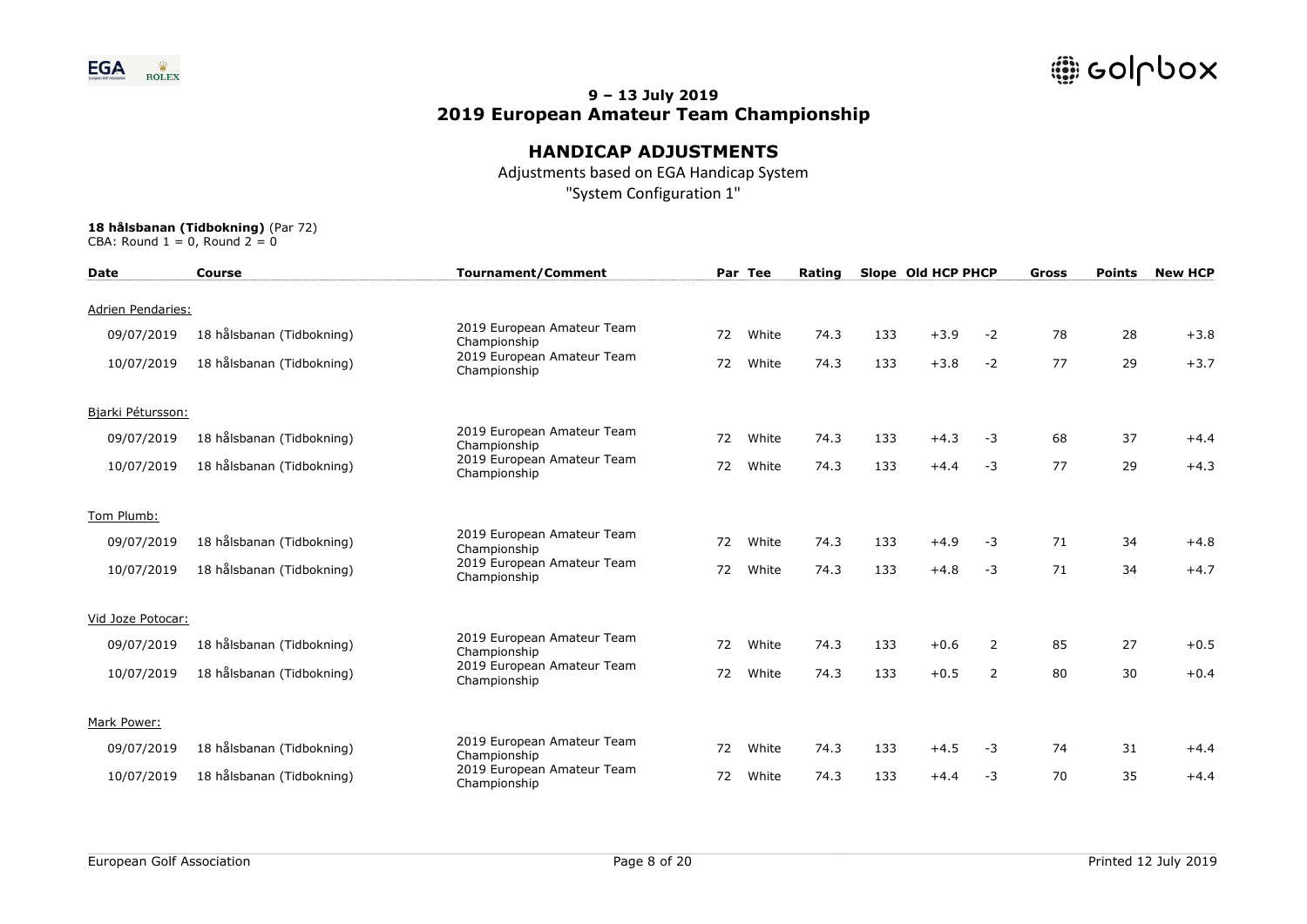## 9 – 13 July 2019
## 2019 European Amateur Team Championship

### HANDICAP ADJUSTMENTS

Adjustments based on EGA Handicap System
"System Configuration 1"

**18 hålsbanan (Tidbokning)** (Par 72)
CBA: Round 1 = 0, Round 2 = 0

| Date | Course | Tournament/Comment | Par | Tee | Rating | Slope | Old HCP | PHCP | Gross | Points | New HCP |
|---|---|---|---|---|---|---|---|---|---|---|---|
| Adrien Pendaries: | | | | | | | | | | | |
| 09/07/2019 | 18 hålsbanan (Tidbokning) | 2019 European Amateur Team Championship | 72 | White | 74.3 | 133 | +3.9 | -2 | 78 | 28 | +3.8 |
| 10/07/2019 | 18 hålsbanan (Tidbokning) | 2019 European Amateur Team Championship | 72 | White | 74.3 | 133 | +3.8 | -2 | 77 | 29 | +3.7 |
| Bjarki Pétursson: | | | | | | | | | | | |
| 09/07/2019 | 18 hålsbanan (Tidbokning) | 2019 European Amateur Team Championship | 72 | White | 74.3 | 133 | +4.3 | -3 | 68 | 37 | +4.4 |
| 10/07/2019 | 18 hålsbanan (Tidbokning) | 2019 European Amateur Team Championship | 72 | White | 74.3 | 133 | +4.4 | -3 | 77 | 29 | +4.3 |
| Tom Plumb: | | | | | | | | | | | |
| 09/07/2019 | 18 hålsbanan (Tidbokning) | 2019 European Amateur Team Championship | 72 | White | 74.3 | 133 | +4.9 | -3 | 71 | 34 | +4.8 |
| 10/07/2019 | 18 hålsbanan (Tidbokning) | 2019 European Amateur Team Championship | 72 | White | 74.3 | 133 | +4.8 | -3 | 71 | 34 | +4.7 |
| Vid Joze Potocar: | | | | | | | | | | | |
| 09/07/2019 | 18 hålsbanan (Tidbokning) | 2019 European Amateur Team Championship | 72 | White | 74.3 | 133 | +0.6 | 2 | 85 | 27 | +0.5 |
| 10/07/2019 | 18 hålsbanan (Tidbokning) | 2019 European Amateur Team Championship | 72 | White | 74.3 | 133 | +0.5 | 2 | 80 | 30 | +0.4 |
| Mark Power: | | | | | | | | | | | |
| 09/07/2019 | 18 hålsbanan (Tidbokning) | 2019 European Amateur Team Championship | 72 | White | 74.3 | 133 | +4.5 | -3 | 74 | 31 | +4.4 |
| 10/07/2019 | 18 hålsbanan (Tidbokning) | 2019 European Amateur Team Championship | 72 | White | 74.3 | 133 | +4.4 | -3 | 70 | 35 | +4.4 |

European Golf Association — Printed 12 July 2019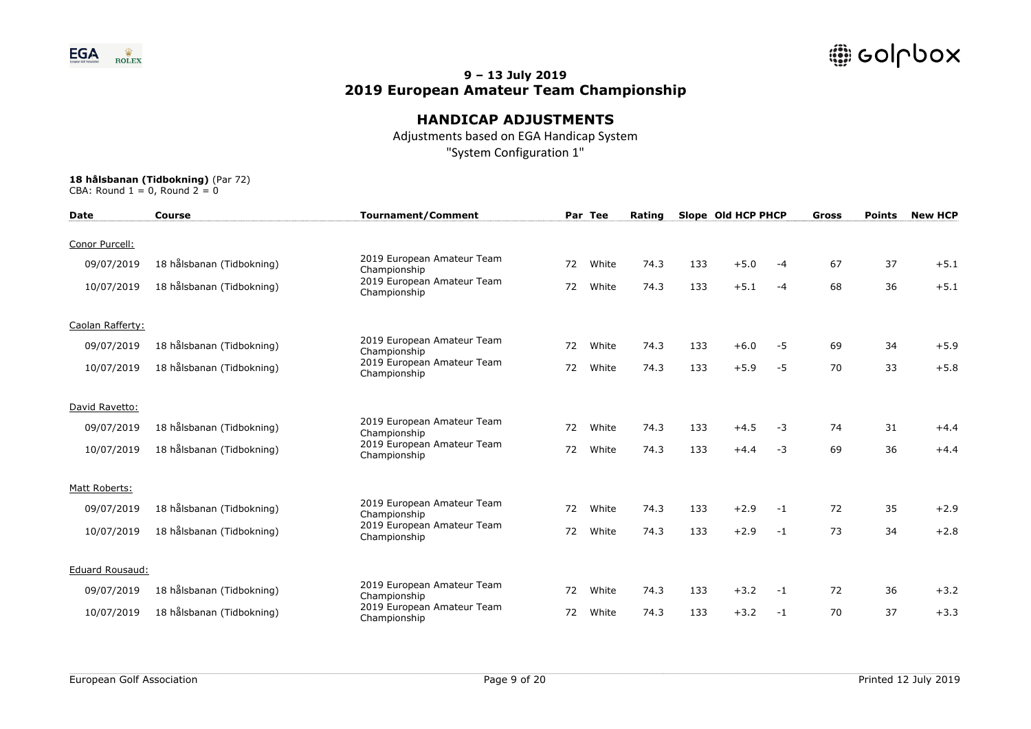## 9 – 13 July 2019
# 2019 European Amateur Team Championship

## HANDICAP ADJUSTMENTS

Adjustments based on EGA Handicap System

"System Configuration 1"

**18 hålsbanan (Tidbokning)** (Par 72)
CBA: Round 1 = 0, Round 2 = 0

| Date | Course | Tournament/Comment | Par | Tee | Rating | Slope | Old HCP | PHCP | Gross | Points | New HCP |
|---|---|---|---|---|---|---|---|---|---|---|---|
| Conor Purcell: | | | | | | | | | | | |
| 09/07/2019 | 18 hålsbanan (Tidbokning) | 2019 European Amateur Team Championship | 72 | White | 74.3 | 133 | +5.0 | -4 | 67 | 37 | +5.1 |
| 10/07/2019 | 18 hålsbanan (Tidbokning) | 2019 European Amateur Team Championship | 72 | White | 74.3 | 133 | +5.1 | -4 | 68 | 36 | +5.1 |
| Caolan Rafferty: | | | | | | | | | | | |
| 09/07/2019 | 18 hålsbanan (Tidbokning) | 2019 European Amateur Team Championship | 72 | White | 74.3 | 133 | +6.0 | -5 | 69 | 34 | +5.9 |
| 10/07/2019 | 18 hålsbanan (Tidbokning) | 2019 European Amateur Team Championship | 72 | White | 74.3 | 133 | +5.9 | -5 | 70 | 33 | +5.8 |
| David Ravetto: | | | | | | | | | | | |
| 09/07/2019 | 18 hålsbanan (Tidbokning) | 2019 European Amateur Team Championship | 72 | White | 74.3 | 133 | +4.5 | -3 | 74 | 31 | +4.4 |
| 10/07/2019 | 18 hålsbanan (Tidbokning) | 2019 European Amateur Team Championship | 72 | White | 74.3 | 133 | +4.4 | -3 | 69 | 36 | +4.4 |
| Matt Roberts: | | | | | | | | | | | |
| 09/07/2019 | 18 hålsbanan (Tidbokning) | 2019 European Amateur Team Championship | 72 | White | 74.3 | 133 | +2.9 | -1 | 72 | 35 | +2.9 |
| 10/07/2019 | 18 hålsbanan (Tidbokning) | 2019 European Amateur Team Championship | 72 | White | 74.3 | 133 | +2.9 | -1 | 73 | 34 | +2.8 |
| Eduard Rousaud: | | | | | | | | | | | |
| 09/07/2019 | 18 hålsbanan (Tidbokning) | 2019 European Amateur Team Championship | 72 | White | 74.3 | 133 | +3.2 | -1 | 72 | 36 | +3.2 |
| 10/07/2019 | 18 hålsbanan (Tidbokning) | 2019 European Amateur Team Championship | 72 | White | 74.3 | 133 | +3.2 | -1 | 70 | 37 | +3.3 |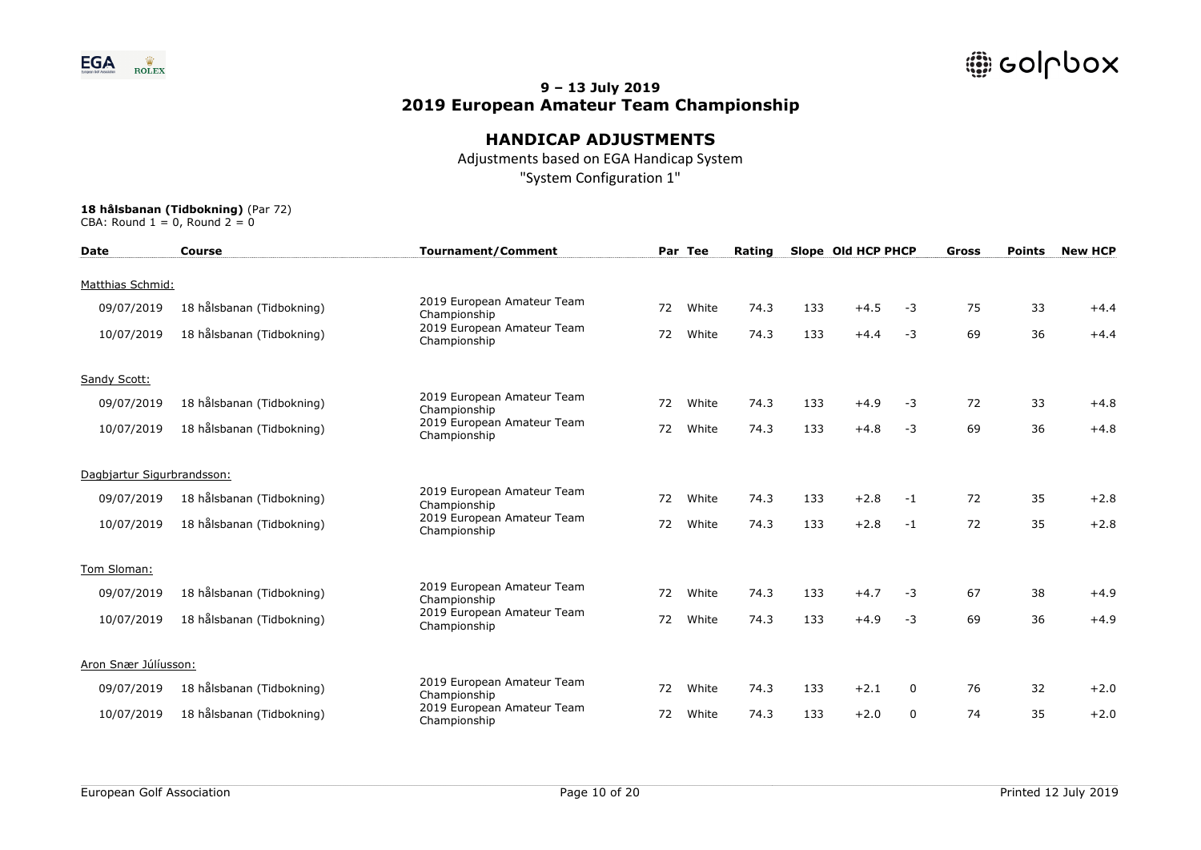## 9 – 13 July 2019
## 2019 European Amateur Team Championship

### HANDICAP ADJUSTMENTS

Adjustments based on EGA Handicap System
"System Configuration 1"

**18 hålsbanan (Tidbokning)** (Par 72)
CBA: Round 1 = 0, Round 2 = 0

| Date | Course | Tournament/Comment | Par | Tee | Rating | Slope | Old HCP | PHCP | Gross | Points | New HCP |
|---|---|---|---|---|---|---|---|---|---|---|---|
| Matthias Schmid: | | | | | | | | | | | |
| 09/07/2019 | 18 hålsbanan (Tidbokning) | 2019 European Amateur Team Championship | 72 | White | 74.3 | 133 | +4.5 | -3 | 75 | 33 | +4.4 |
| 10/07/2019 | 18 hålsbanan (Tidbokning) | 2019 European Amateur Team Championship | 72 | White | 74.3 | 133 | +4.4 | -3 | 69 | 36 | +4.4 |
| Sandy Scott: | | | | | | | | | | | |
| 09/07/2019 | 18 hålsbanan (Tidbokning) | 2019 European Amateur Team Championship | 72 | White | 74.3 | 133 | +4.9 | -3 | 72 | 33 | +4.8 |
| 10/07/2019 | 18 hålsbanan (Tidbokning) | 2019 European Amateur Team Championship | 72 | White | 74.3 | 133 | +4.8 | -3 | 69 | 36 | +4.8 |
| Dagbjartur Sigurbrandsson: | | | | | | | | | | | |
| 09/07/2019 | 18 hålsbanan (Tidbokning) | 2019 European Amateur Team Championship | 72 | White | 74.3 | 133 | +2.8 | -1 | 72 | 35 | +2.8 |
| 10/07/2019 | 18 hålsbanan (Tidbokning) | 2019 European Amateur Team Championship | 72 | White | 74.3 | 133 | +2.8 | -1 | 72 | 35 | +2.8 |
| Tom Sloman: | | | | | | | | | | | |
| 09/07/2019 | 18 hålsbanan (Tidbokning) | 2019 European Amateur Team Championship | 72 | White | 74.3 | 133 | +4.7 | -3 | 67 | 38 | +4.9 |
| 10/07/2019 | 18 hålsbanan (Tidbokning) | 2019 European Amateur Team Championship | 72 | White | 74.3 | 133 | +4.9 | -3 | 69 | 36 | +4.9 |
| Aron Snær Júlíusson: | | | | | | | | | | | |
| 09/07/2019 | 18 hålsbanan (Tidbokning) | 2019 European Amateur Team Championship | 72 | White | 74.3 | 133 | +2.1 | 0 | 76 | 32 | +2.0 |
| 10/07/2019 | 18 hålsbanan (Tidbokning) | 2019 European Amateur Team Championship | 72 | White | 74.3 | 133 | +2.0 | 0 | 74 | 35 | +2.0 |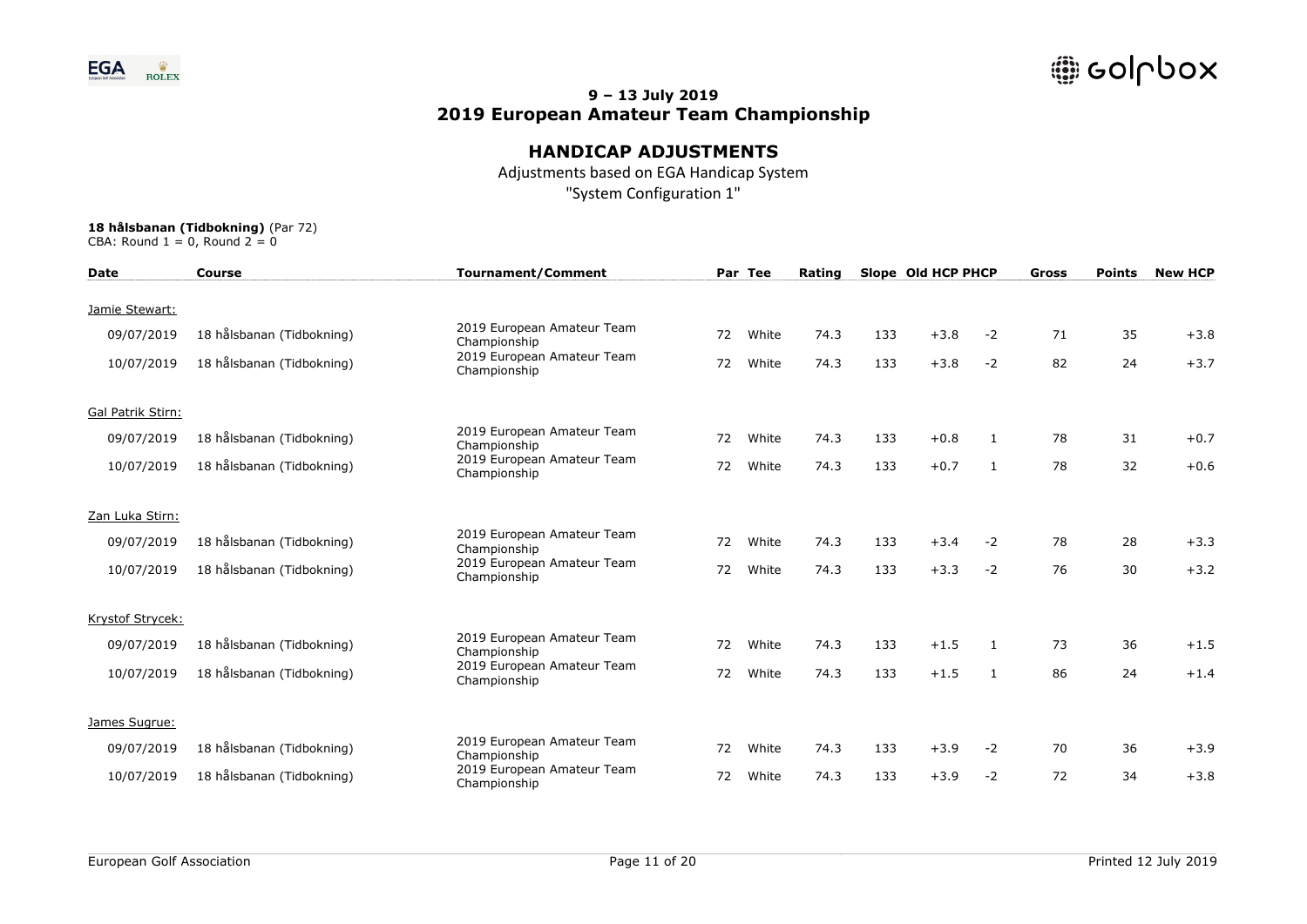## 9 – 13 July 2019
## 2019 European Amateur Team Championship

### HANDICAP ADJUSTMENTS

Adjustments based on EGA Handicap System
"System Configuration 1"

**18 hålsbanan (Tidbokning)** (Par 72)
CBA: Round 1 = 0, Round 2 = 0

| Date | Course | Tournament/Comment | Par | Tee | Rating | Slope | Old HCP | PHCP | Gross | Points | New HCP |
|---|---|---|---|---|---|---|---|---|---|---|---|
| Jamie Stewart: | | | | | | | | | | | |
| 09/07/2019 | 18 hålsbanan (Tidbokning) | 2019 European Amateur Team Championship | 72 | White | 74.3 | 133 | +3.8 | -2 | 71 | 35 | +3.8 |
| 10/07/2019 | 18 hålsbanan (Tidbokning) | 2019 European Amateur Team Championship | 72 | White | 74.3 | 133 | +3.8 | -2 | 82 | 24 | +3.7 |
| Gal Patrik Stirn: | | | | | | | | | | | |
| 09/07/2019 | 18 hålsbanan (Tidbokning) | 2019 European Amateur Team Championship | 72 | White | 74.3 | 133 | +0.8 | 1 | 78 | 31 | +0.7 |
| 10/07/2019 | 18 hålsbanan (Tidbokning) | 2019 European Amateur Team Championship | 72 | White | 74.3 | 133 | +0.7 | 1 | 78 | 32 | +0.6 |
| Zan Luka Stirn: | | | | | | | | | | | |
| 09/07/2019 | 18 hålsbanan (Tidbokning) | 2019 European Amateur Team Championship | 72 | White | 74.3 | 133 | +3.4 | -2 | 78 | 28 | +3.3 |
| 10/07/2019 | 18 hålsbanan (Tidbokning) | 2019 European Amateur Team Championship | 72 | White | 74.3 | 133 | +3.3 | -2 | 76 | 30 | +3.2 |
| Krystof Strycek: | | | | | | | | | | | |
| 09/07/2019 | 18 hålsbanan (Tidbokning) | 2019 European Amateur Team Championship | 72 | White | 74.3 | 133 | +1.5 | 1 | 73 | 36 | +1.5 |
| 10/07/2019 | 18 hålsbanan (Tidbokning) | 2019 European Amateur Team Championship | 72 | White | 74.3 | 133 | +1.5 | 1 | 86 | 24 | +1.4 |
| James Sugrue: | | | | | | | | | | | |
| 09/07/2019 | 18 hålsbanan (Tidbokning) | 2019 European Amateur Team Championship | 72 | White | 74.3 | 133 | +3.9 | -2 | 70 | 36 | +3.9 |
| 10/07/2019 | 18 hålsbanan (Tidbokning) | 2019 European Amateur Team Championship | 72 | White | 74.3 | 133 | +3.9 | -2 | 72 | 34 | +3.8 |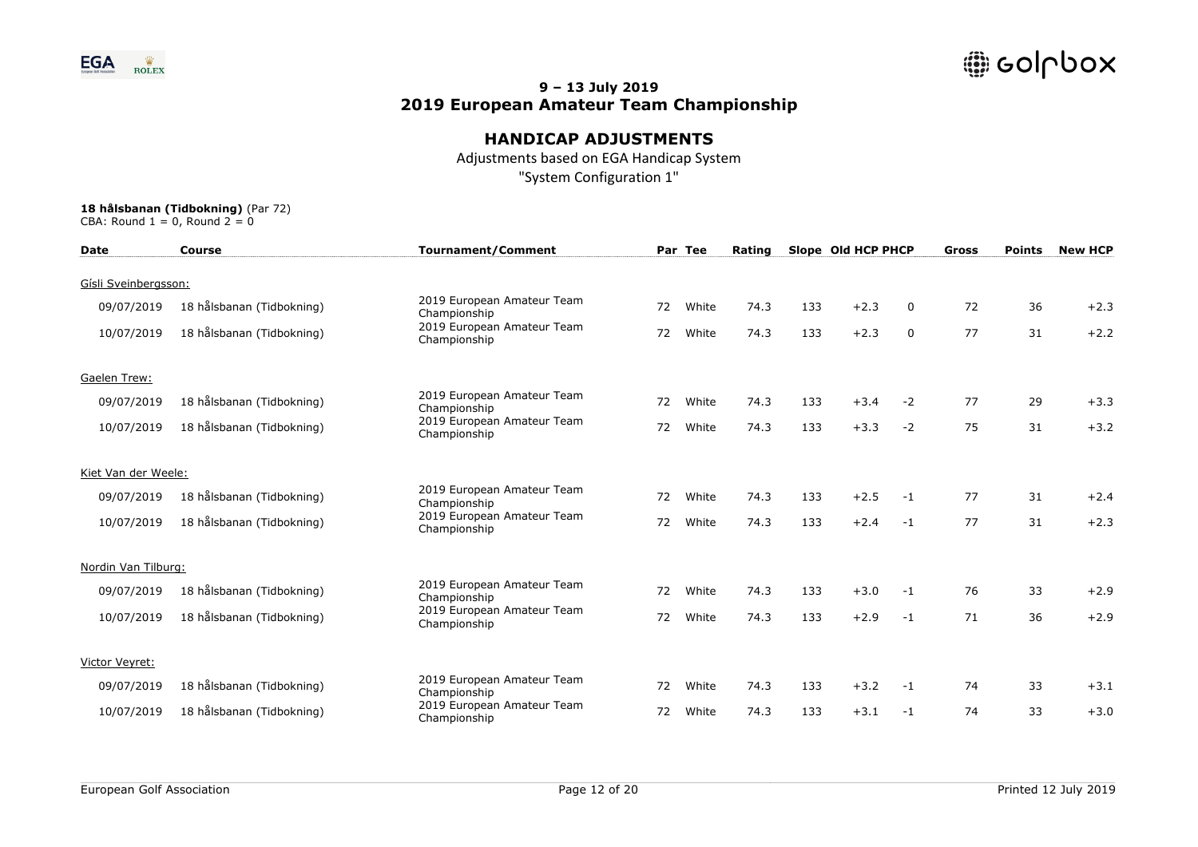## 9 – 13 July 2019
## 2019 European Amateur Team Championship

# HANDICAP ADJUSTMENTS

Adjustments based on EGA Handicap System

"System Configuration 1"

**18 hålsbanan (Tidbokning)** (Par 72)
CBA: Round 1 = 0, Round 2 = 0

| Date | Course | Tournament/Comment | Par | Tee | Rating | Slope | Old HCP | PHCP | Gross | Points | New HCP |
|---|---|---|---|---|---|---|---|---|---|---|---|
| Gísli Sveinbergsson: | | | | | | | | | | | |
| 09/07/2019 | 18 hålsbanan (Tidbokning) | 2019 European Amateur Team Championship | 72 | White | 74.3 | 133 | +2.3 | 0 | 72 | 36 | +2.3 |
| 10/07/2019 | 18 hålsbanan (Tidbokning) | 2019 European Amateur Team Championship | 72 | White | 74.3 | 133 | +2.3 | 0 | 77 | 31 | +2.2 |
| Gaelen Trew: | | | | | | | | | | | |
| 09/07/2019 | 18 hålsbanan (Tidbokning) | 2019 European Amateur Team Championship | 72 | White | 74.3 | 133 | +3.4 | -2 | 77 | 29 | +3.3 |
| 10/07/2019 | 18 hålsbanan (Tidbokning) | 2019 European Amateur Team Championship | 72 | White | 74.3 | 133 | +3.3 | -2 | 75 | 31 | +3.2 |
| Kiet Van der Weele: | | | | | | | | | | | |
| 09/07/2019 | 18 hålsbanan (Tidbokning) | 2019 European Amateur Team Championship | 72 | White | 74.3 | 133 | +2.5 | -1 | 77 | 31 | +2.4 |
| 10/07/2019 | 18 hålsbanan (Tidbokning) | 2019 European Amateur Team Championship | 72 | White | 74.3 | 133 | +2.4 | -1 | 77 | 31 | +2.3 |
| Nordin Van Tilburg: | | | | | | | | | | | |
| 09/07/2019 | 18 hålsbanan (Tidbokning) | 2019 European Amateur Team Championship | 72 | White | 74.3 | 133 | +3.0 | -1 | 76 | 33 | +2.9 |
| 10/07/2019 | 18 hålsbanan (Tidbokning) | 2019 European Amateur Team Championship | 72 | White | 74.3 | 133 | +2.9 | -1 | 71 | 36 | +2.9 |
| Victor Veyret: | | | | | | | | | | | |
| 09/07/2019 | 18 hålsbanan (Tidbokning) | 2019 European Amateur Team Championship | 72 | White | 74.3 | 133 | +3.2 | -1 | 74 | 33 | +3.1 |
| 10/07/2019 | 18 hålsbanan (Tidbokning) | 2019 European Amateur Team Championship | 72 | White | 74.3 | 133 | +3.1 | -1 | 74 | 33 | +3.0 |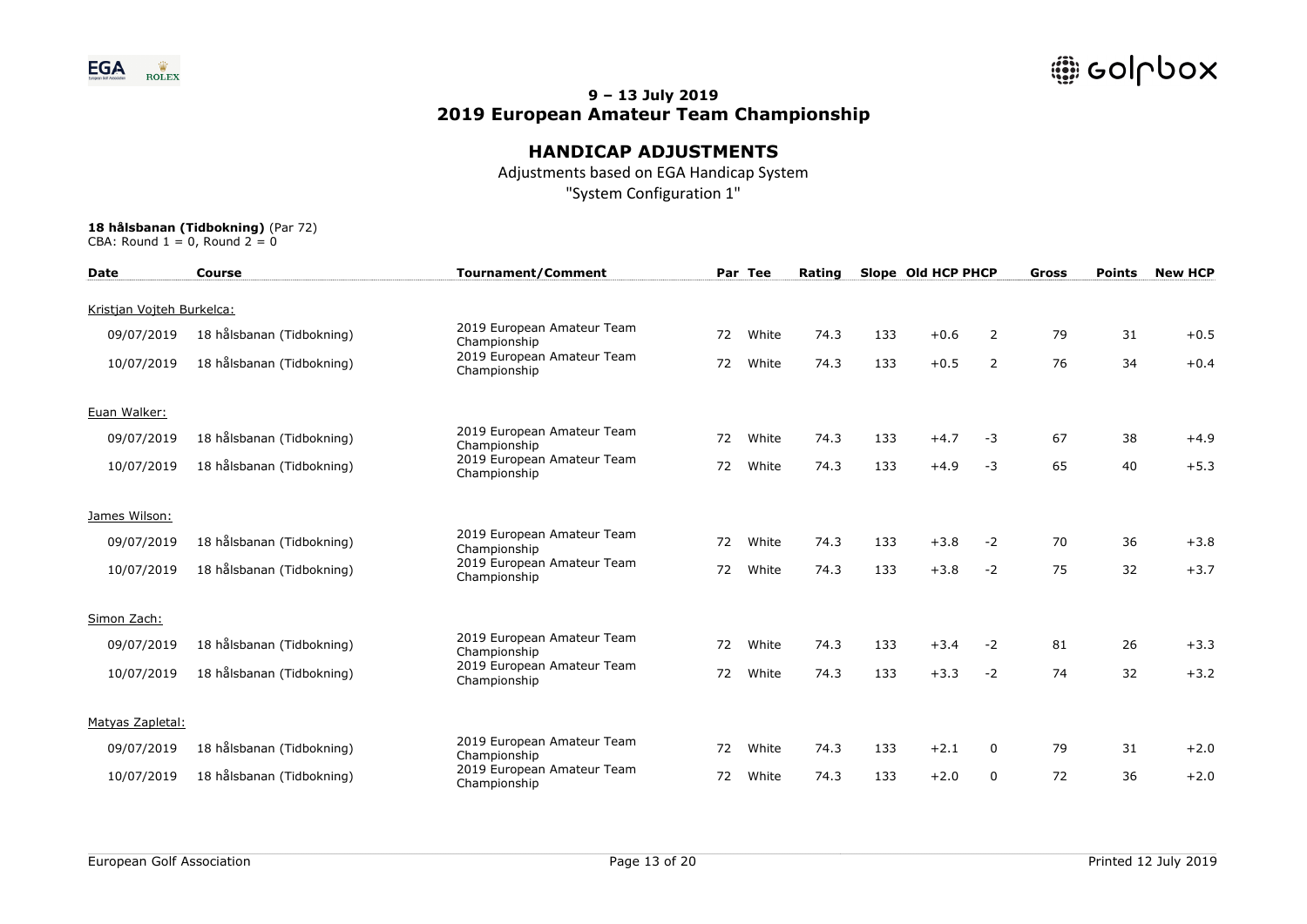## 9 – 13 July 2019
## 2019 European Amateur Team Championship

# HANDICAP ADJUSTMENTS

Adjustments based on EGA Handicap System

"System Configuration 1"

**18 hålsbanan (Tidbokning)** (Par 72)
CBA: Round 1 = 0, Round 2 = 0

| Date | Course | Tournament/Comment | Par | Tee | Rating | Slope | Old HCP | PHCP | Gross | Points | New HCP |
|---|---|---|---|---|---|---|---|---|---|---|---|
| Kristjan Vojteh Burkelca: | | | | | | | | | | | |
| 09/07/2019 | 18 hålsbanan (Tidbokning) | 2019 European Amateur Team Championship | 72 | White | 74.3 | 133 | +0.6 | 2 | 79 | 31 | +0.5 |
| 10/07/2019 | 18 hålsbanan (Tidbokning) | 2019 European Amateur Team Championship | 72 | White | 74.3 | 133 | +0.5 | 2 | 76 | 34 | +0.4 |
| Euan Walker: | | | | | | | | | | | |
| 09/07/2019 | 18 hålsbanan (Tidbokning) | 2019 European Amateur Team Championship | 72 | White | 74.3 | 133 | +4.7 | -3 | 67 | 38 | +4.9 |
| 10/07/2019 | 18 hålsbanan (Tidbokning) | 2019 European Amateur Team Championship | 72 | White | 74.3 | 133 | +4.9 | -3 | 65 | 40 | +5.3 |
| James Wilson: | | | | | | | | | | | |
| 09/07/2019 | 18 hålsbanan (Tidbokning) | 2019 European Amateur Team Championship | 72 | White | 74.3 | 133 | +3.8 | -2 | 70 | 36 | +3.8 |
| 10/07/2019 | 18 hålsbanan (Tidbokning) | 2019 European Amateur Team Championship | 72 | White | 74.3 | 133 | +3.8 | -2 | 75 | 32 | +3.7 |
| Simon Zach: | | | | | | | | | | | |
| 09/07/2019 | 18 hålsbanan (Tidbokning) | 2019 European Amateur Team Championship | 72 | White | 74.3 | 133 | +3.4 | -2 | 81 | 26 | +3.3 |
| 10/07/2019 | 18 hålsbanan (Tidbokning) | 2019 European Amateur Team Championship | 72 | White | 74.3 | 133 | +3.3 | -2 | 74 | 32 | +3.2 |
| Matyas Zapletal: | | | | | | | | | | | |
| 09/07/2019 | 18 hålsbanan (Tidbokning) | 2019 European Amateur Team Championship | 72 | White | 74.3 | 133 | +2.1 | 0 | 79 | 31 | +2.0 |
| 10/07/2019 | 18 hålsbanan (Tidbokning) | 2019 European Amateur Team Championship | 72 | White | 74.3 | 133 | +2.0 | 0 | 72 | 36 | +2.0 |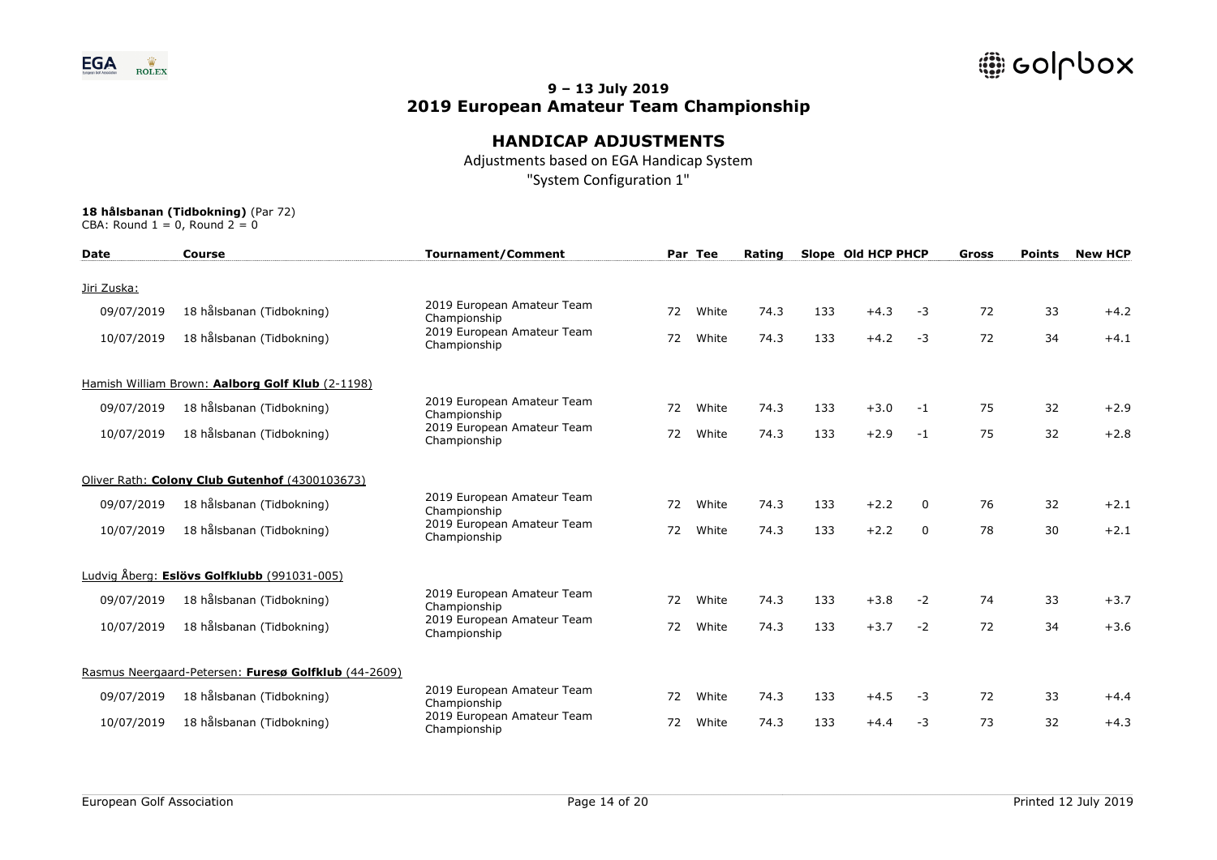## 9 – 13 July 2019
## 2019 European Amateur Team Championship

### HANDICAP ADJUSTMENTS

Adjustments based on EGA Handicap System

"System Configuration 1"

**18 hålsbanan (Tidbokning)** (Par 72)
CBA: Round 1 = 0, Round 2 = 0

| Date | Course | Tournament/Comment | Par | Tee | Rating | Slope | Old HCP | PHCP | Gross | Points | New HCP |
|---|---|---|---|---|---|---|---|---|---|---|---|
| Jiri Zuska: | | | | | | | | | | | |
| 09/07/2019 | 18 hålsbanan (Tidbokning) | 2019 European Amateur Team Championship | 72 | White | 74.3 | 133 | +4.3 | -3 | 72 | 33 | +4.2 |
| 10/07/2019 | 18 hålsbanan (Tidbokning) | 2019 European Amateur Team Championship | 72 | White | 74.3 | 133 | +4.2 | -3 | 72 | 34 | +4.1 |
| Hamish William Brown: **Aalborg Golf Klub** (2-1198) | | | | | | | | | | | |
| 09/07/2019 | 18 hålsbanan (Tidbokning) | 2019 European Amateur Team Championship | 72 | White | 74.3 | 133 | +3.0 | -1 | 75 | 32 | +2.9 |
| 10/07/2019 | 18 hålsbanan (Tidbokning) | 2019 European Amateur Team Championship | 72 | White | 74.3 | 133 | +2.9 | -1 | 75 | 32 | +2.8 |
| Oliver Rath: **Colony Club Gutenhof** (4300103673) | | | | | | | | | | | |
| 09/07/2019 | 18 hålsbanan (Tidbokning) | 2019 European Amateur Team Championship | 72 | White | 74.3 | 133 | +2.2 | 0 | 76 | 32 | +2.1 |
| 10/07/2019 | 18 hålsbanan (Tidbokning) | 2019 European Amateur Team Championship | 72 | White | 74.3 | 133 | +2.2 | 0 | 78 | 30 | +2.1 |
| Ludvig Åberg: **Eslövs Golfklubb** (991031-005) | | | | | | | | | | | |
| 09/07/2019 | 18 hålsbanan (Tidbokning) | 2019 European Amateur Team Championship | 72 | White | 74.3 | 133 | +3.8 | -2 | 74 | 33 | +3.7 |
| 10/07/2019 | 18 hålsbanan (Tidbokning) | 2019 European Amateur Team Championship | 72 | White | 74.3 | 133 | +3.7 | -2 | 72 | 34 | +3.6 |
| Rasmus Neergaard-Petersen: **Furesø Golfklub** (44-2609) | | | | | | | | | | | |
| 09/07/2019 | 18 hålsbanan (Tidbokning) | 2019 European Amateur Team Championship | 72 | White | 74.3 | 133 | +4.5 | -3 | 72 | 33 | +4.4 |
| 10/07/2019 | 18 hålsbanan (Tidbokning) | 2019 European Amateur Team Championship | 72 | White | 74.3 | 133 | +4.4 | -3 | 73 | 32 | +4.3 |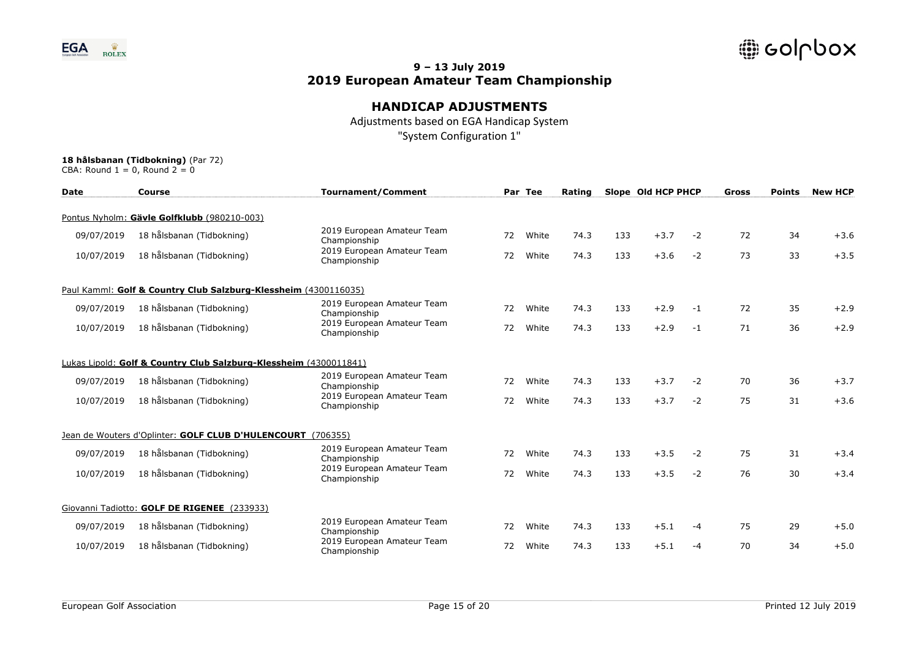**9 – 13 July 2019**
**2019 European Amateur Team Championship**

## HANDICAP ADJUSTMENTS

Adjustments based on EGA Handicap System

"System Configuration 1"

**18 hålsbanan (Tidbokning)** (Par 72)

CBA: Round 1 = 0, Round 2 = 0

| Date | Course | Tournament/Comment | Par | Tee | Rating | Slope | Old HCP | PHCP | Gross | Points | New HCP |
|---|---|---|---|---|---|---|---|---|---|---|---|
| Pontus Nyholm: **Gävle Golfklubb** (980210-003) | | | | | | | | | | | |
| 09/07/2019 | 18 hålsbanan (Tidbokning) | 2019 European Amateur Team Championship | 72 | White | 74.3 | 133 | +3.7 | -2 | 72 | 34 | +3.6 |
| 10/07/2019 | 18 hålsbanan (Tidbokning) | 2019 European Amateur Team Championship | 72 | White | 74.3 | 133 | +3.6 | -2 | 73 | 33 | +3.5 |
| Paul Kamml: **Golf & Country Club Salzburg-Klessheim** (4300116035) | | | | | | | | | | | |
| 09/07/2019 | 18 hålsbanan (Tidbokning) | 2019 European Amateur Team Championship | 72 | White | 74.3 | 133 | +2.9 | -1 | 72 | 35 | +2.9 |
| 10/07/2019 | 18 hålsbanan (Tidbokning) | 2019 European Amateur Team Championship | 72 | White | 74.3 | 133 | +2.9 | -1 | 71 | 36 | +2.9 |
| Lukas Lipold: **Golf & Country Club Salzburg-Klessheim** (4300011841) | | | | | | | | | | | |
| 09/07/2019 | 18 hålsbanan (Tidbokning) | 2019 European Amateur Team Championship | 72 | White | 74.3 | 133 | +3.7 | -2 | 70 | 36 | +3.7 |
| 10/07/2019 | 18 hålsbanan (Tidbokning) | 2019 European Amateur Team Championship | 72 | White | 74.3 | 133 | +3.7 | -2 | 75 | 31 | +3.6 |
| Jean de Wouters d'Oplinter: **GOLF CLUB D'HULENCOURT** (706355) | | | | | | | | | | | |
| 09/07/2019 | 18 hålsbanan (Tidbokning) | 2019 European Amateur Team Championship | 72 | White | 74.3 | 133 | +3.5 | -2 | 75 | 31 | +3.4 |
| 10/07/2019 | 18 hålsbanan (Tidbokning) | 2019 European Amateur Team Championship | 72 | White | 74.3 | 133 | +3.5 | -2 | 76 | 30 | +3.4 |
| Giovanni Tadiotto: **GOLF DE RIGENEE** (233933) | | | | | | | | | | | |
| 09/07/2019 | 18 hålsbanan (Tidbokning) | 2019 European Amateur Team Championship | 72 | White | 74.3 | 133 | +5.1 | -4 | 75 | 29 | +5.0 |
| 10/07/2019 | 18 hålsbanan (Tidbokning) | 2019 European Amateur Team Championship | 72 | White | 74.3 | 133 | +5.1 | -4 | 70 | 34 | +5.0 |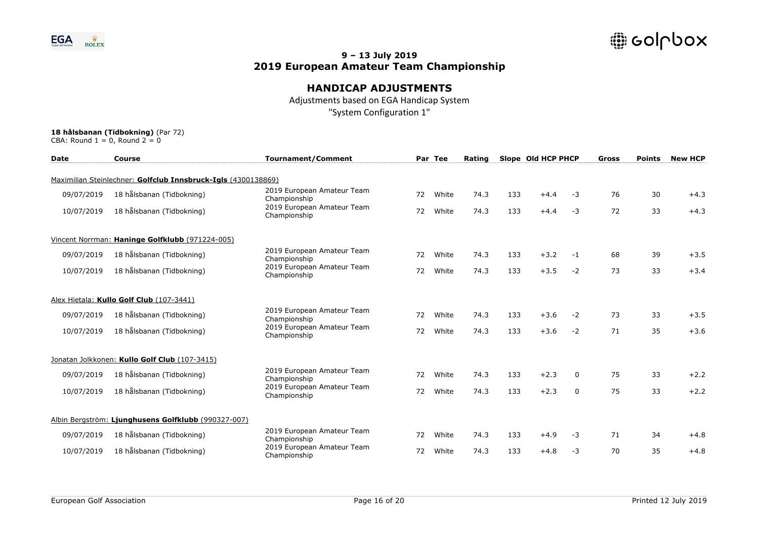## 9 – 13 July 2019
## 2019 European Amateur Team Championship

### HANDICAP ADJUSTMENTS

Adjustments based on EGA Handicap System
"System Configuration 1"

**18 hålsbanan (Tidbokning)** (Par 72)
CBA: Round 1 = 0, Round 2 = 0

| Date | Course | Tournament/Comment | Par | Tee | Rating | Slope | Old HCP | PHCP | Gross | Points | New HCP |
|---|---|---|---|---|---|---|---|---|---|---|---|
| Maximilian Steinlechner: **Golfclub Innsbruck-Igls** (4300138869) | | | | | | | | | | | |
| 09/07/2019 | 18 hålsbanan (Tidbokning) | 2019 European Amateur Team Championship | 72 | White | 74.3 | 133 | +4.4 | -3 | 76 | 30 | +4.3 |
| 10/07/2019 | 18 hålsbanan (Tidbokning) | 2019 European Amateur Team Championship | 72 | White | 74.3 | 133 | +4.4 | -3 | 72 | 33 | +4.3 |
| Vincent Norrman: **Haninge Golfklubb** (971224-005) | | | | | | | | | | | |
| 09/07/2019 | 18 hålsbanan (Tidbokning) | 2019 European Amateur Team Championship | 72 | White | 74.3 | 133 | +3.2 | -1 | 68 | 39 | +3.5 |
| 10/07/2019 | 18 hålsbanan (Tidbokning) | 2019 European Amateur Team Championship | 72 | White | 74.3 | 133 | +3.5 | -2 | 73 | 33 | +3.4 |
| Alex Hietala: **Kullo Golf Club** (107-3441) | | | | | | | | | | | |
| 09/07/2019 | 18 hålsbanan (Tidbokning) | 2019 European Amateur Team Championship | 72 | White | 74.3 | 133 | +3.6 | -2 | 73 | 33 | +3.5 |
| 10/07/2019 | 18 hålsbanan (Tidbokning) | 2019 European Amateur Team Championship | 72 | White | 74.3 | 133 | +3.6 | -2 | 71 | 35 | +3.6 |
| Jonatan Jolkkonen: **Kullo Golf Club** (107-3415) | | | | | | | | | | | |
| 09/07/2019 | 18 hålsbanan (Tidbokning) | 2019 European Amateur Team Championship | 72 | White | 74.3 | 133 | +2.3 | 0 | 75 | 33 | +2.2 |
| 10/07/2019 | 18 hålsbanan (Tidbokning) | 2019 European Amateur Team Championship | 72 | White | 74.3 | 133 | +2.3 | 0 | 75 | 33 | +2.2 |
| Albin Bergström: **Ljunghusens Golfklubb** (990327-007) | | | | | | | | | | | |
| 09/07/2019 | 18 hålsbanan (Tidbokning) | 2019 European Amateur Team Championship | 72 | White | 74.3 | 133 | +4.9 | -3 | 71 | 34 | +4.8 |
| 10/07/2019 | 18 hålsbanan (Tidbokning) | 2019 European Amateur Team Championship | 72 | White | 74.3 | 133 | +4.8 | -3 | 70 | 35 | +4.8 |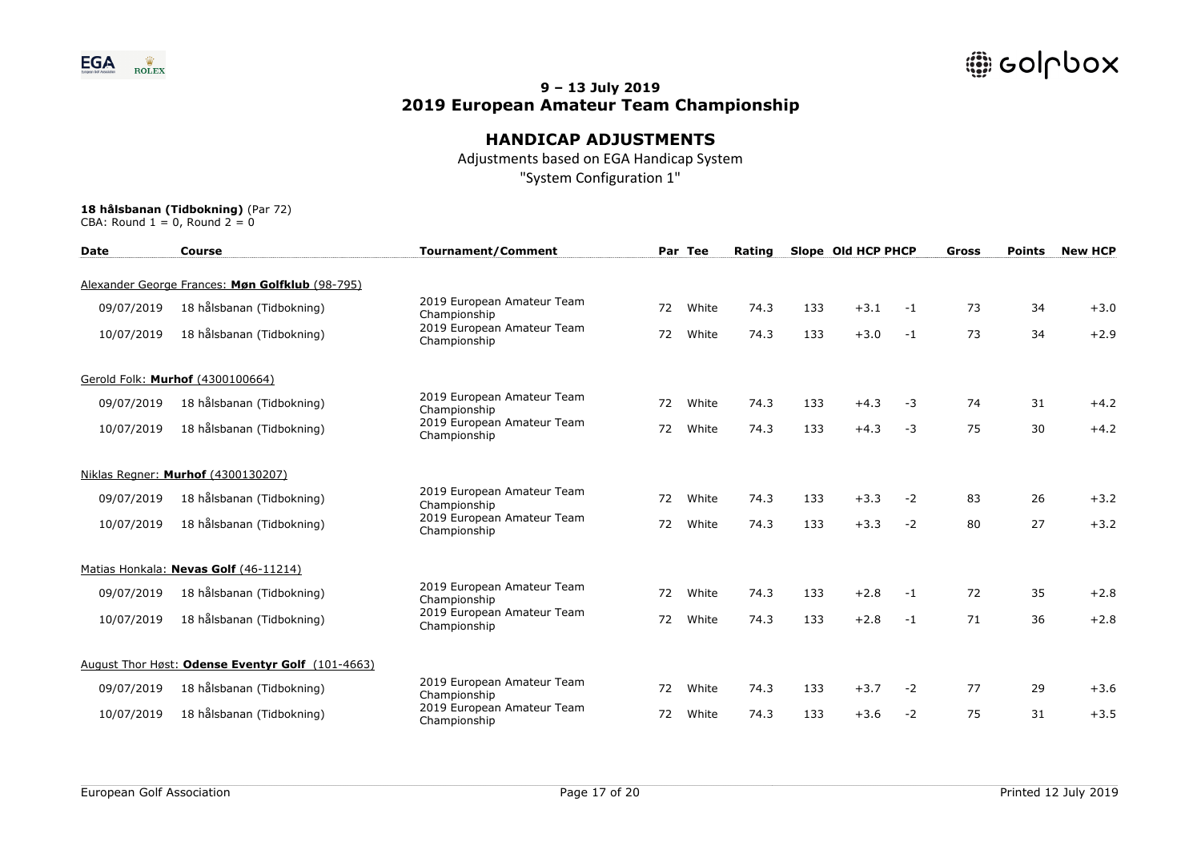## 9 – 13 July 2019
## 2019 European Amateur Team Championship

# HANDICAP ADJUSTMENTS

Adjustments based on EGA Handicap System

"System Configuration 1"

**18 hålsbanan (Tidbokning)** (Par 72)
CBA: Round 1 = 0, Round 2 = 0

| Date | Course | Tournament/Comment | Par | Tee | Rating | Slope | Old HCP | PHCP | Gross | Points | New HCP |
|---|---|---|---|---|---|---|---|---|---|---|---|
| Alexander George Frances: **Møn Golfklub** (98-795) | | | | | | | | | | | |
| 09/07/2019 | 18 hålsbanan (Tidbokning) | 2019 European Amateur Team Championship | 72 | White | 74.3 | 133 | +3.1 | -1 | 73 | 34 | +3.0 |
| 10/07/2019 | 18 hålsbanan (Tidbokning) | 2019 European Amateur Team Championship | 72 | White | 74.3 | 133 | +3.0 | -1 | 73 | 34 | +2.9 |
| Gerold Folk: **Murhof** (4300100664) | | | | | | | | | | | |
| 09/07/2019 | 18 hålsbanan (Tidbokning) | 2019 European Amateur Team Championship | 72 | White | 74.3 | 133 | +4.3 | -3 | 74 | 31 | +4.2 |
| 10/07/2019 | 18 hålsbanan (Tidbokning) | 2019 European Amateur Team Championship | 72 | White | 74.3 | 133 | +4.3 | -3 | 75 | 30 | +4.2 |
| Niklas Regner: **Murhof** (4300130207) | | | | | | | | | | | |
| 09/07/2019 | 18 hålsbanan (Tidbokning) | 2019 European Amateur Team Championship | 72 | White | 74.3 | 133 | +3.3 | -2 | 83 | 26 | +3.2 |
| 10/07/2019 | 18 hålsbanan (Tidbokning) | 2019 European Amateur Team Championship | 72 | White | 74.3 | 133 | +3.3 | -2 | 80 | 27 | +3.2 |
| Matias Honkala: **Nevas Golf** (46-11214) | | | | | | | | | | | |
| 09/07/2019 | 18 hålsbanan (Tidbokning) | 2019 European Amateur Team Championship | 72 | White | 74.3 | 133 | +2.8 | -1 | 72 | 35 | +2.8 |
| 10/07/2019 | 18 hålsbanan (Tidbokning) | 2019 European Amateur Team Championship | 72 | White | 74.3 | 133 | +2.8 | -1 | 71 | 36 | +2.8 |
| August Thor Høst: **Odense Eventyr Golf** (101-4663) | | | | | | | | | | | |
| 09/07/2019 | 18 hålsbanan (Tidbokning) | 2019 European Amateur Team Championship | 72 | White | 74.3 | 133 | +3.7 | -2 | 77 | 29 | +3.6 |
| 10/07/2019 | 18 hålsbanan (Tidbokning) | 2019 European Amateur Team Championship | 72 | White | 74.3 | 133 | +3.6 | -2 | 75 | 31 | +3.5 |

European Golf Association

Printed 12 July 2019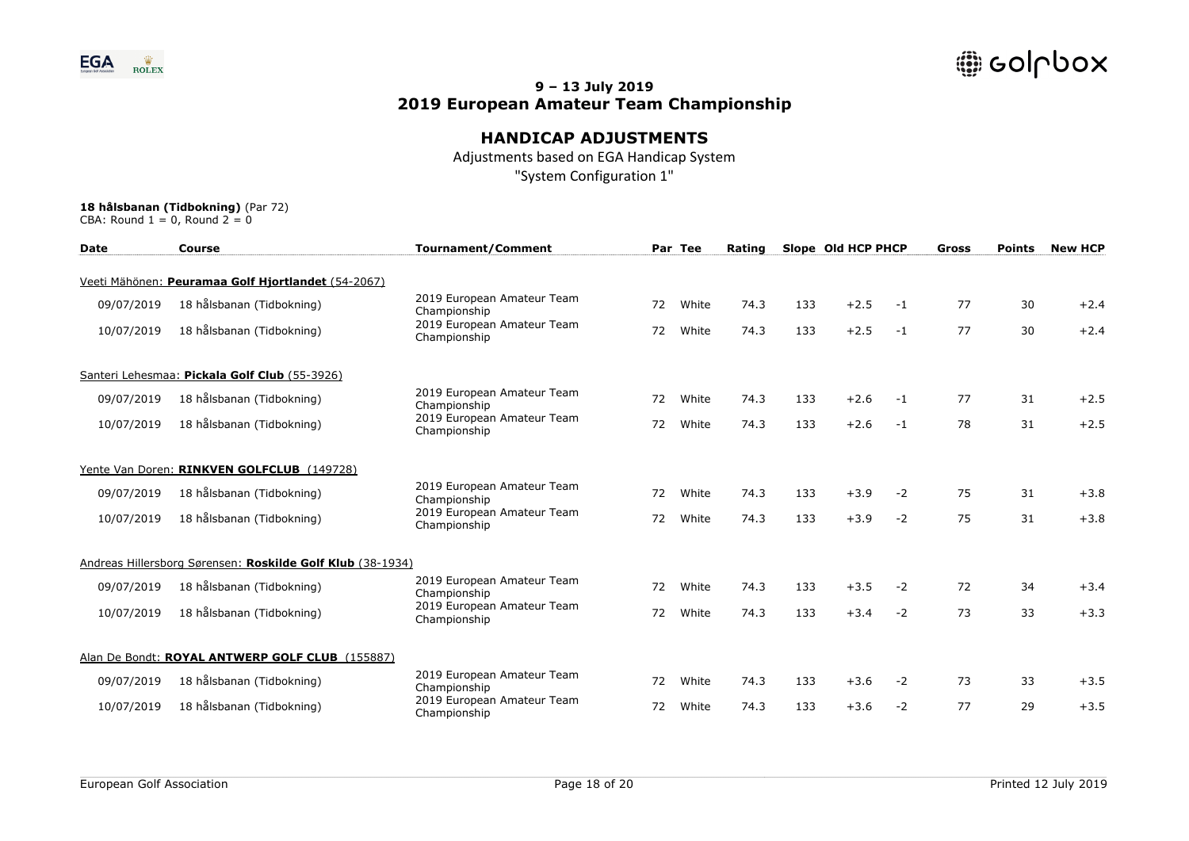**9 – 13 July 2019**
**2019 European Amateur Team Championship**

## HANDICAP ADJUSTMENTS

Adjustments based on EGA Handicap System

"System Configuration 1"

**18 hålsbanan (Tidbokning)** (Par 72)
CBA: Round 1 = 0, Round 2 = 0

| Date | Course | Tournament/Comment | Par | Tee | Rating | Slope | Old HCP | PHCP | Gross | Points | New HCP |
|---|---|---|---|---|---|---|---|---|---|---|---|
| Veeti Mähönen: **Peuramaa Golf Hjortlandet** (54-2067) | | | | | | | | | | | |
| 09/07/2019 | 18 hålsbanan (Tidbokning) | 2019 European Amateur Team Championship | 72 | White | 74.3 | 133 | +2.5 | -1 | 77 | 30 | +2.4 |
| 10/07/2019 | 18 hålsbanan (Tidbokning) | 2019 European Amateur Team Championship | 72 | White | 74.3 | 133 | +2.5 | -1 | 77 | 30 | +2.4 |
| Santeri Lehesmaa: **Pickala Golf Club** (55-3926) | | | | | | | | | | | |
| 09/07/2019 | 18 hålsbanan (Tidbokning) | 2019 European Amateur Team Championship | 72 | White | 74.3 | 133 | +2.6 | -1 | 77 | 31 | +2.5 |
| 10/07/2019 | 18 hålsbanan (Tidbokning) | 2019 European Amateur Team Championship | 72 | White | 74.3 | 133 | +2.6 | -1 | 78 | 31 | +2.5 |
| Yente Van Doren: **RINKVEN GOLFCLUB** (149728) | | | | | | | | | | | |
| 09/07/2019 | 18 hålsbanan (Tidbokning) | 2019 European Amateur Team Championship | 72 | White | 74.3 | 133 | +3.9 | -2 | 75 | 31 | +3.8 |
| 10/07/2019 | 18 hålsbanan (Tidbokning) | 2019 European Amateur Team Championship | 72 | White | 74.3 | 133 | +3.9 | -2 | 75 | 31 | +3.8 |
| Andreas Hillersborg Sørensen: **Roskilde Golf Klub** (38-1934) | | | | | | | | | | | |
| 09/07/2019 | 18 hålsbanan (Tidbokning) | 2019 European Amateur Team Championship | 72 | White | 74.3 | 133 | +3.5 | -2 | 72 | 34 | +3.4 |
| 10/07/2019 | 18 hålsbanan (Tidbokning) | 2019 European Amateur Team Championship | 72 | White | 74.3 | 133 | +3.4 | -2 | 73 | 33 | +3.3 |
| Alan De Bondt: **ROYAL ANTWERP GOLF CLUB** (155887) | | | | | | | | | | | |
| 09/07/2019 | 18 hålsbanan (Tidbokning) | 2019 European Amateur Team Championship | 72 | White | 74.3 | 133 | +3.6 | -2 | 73 | 33 | +3.5 |
| 10/07/2019 | 18 hålsbanan (Tidbokning) | 2019 European Amateur Team Championship | 72 | White | 74.3 | 133 | +3.6 | -2 | 77 | 29 | +3.5 |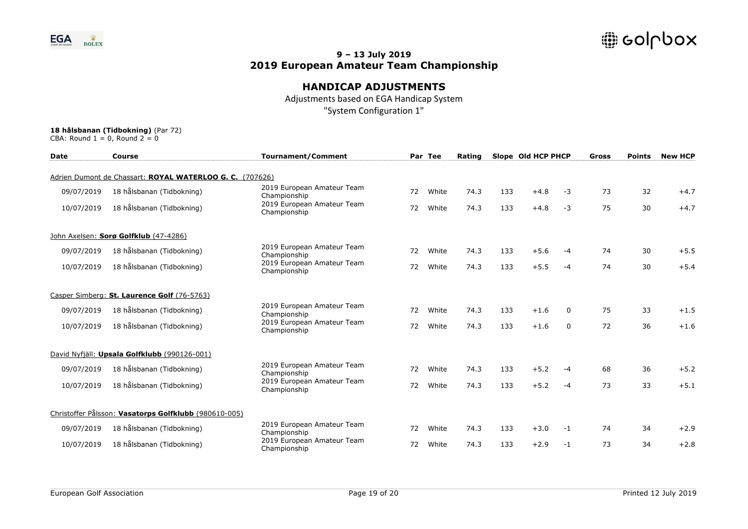## 9 – 13 July 2019
## 2019 European Amateur Team Championship

### HANDICAP ADJUSTMENTS

Adjustments based on EGA Handicap System

"System Configuration 1"

**18 hålsbanan (Tidbokning)** (Par 72)

CBA: Round 1 = 0, Round 2 = 0

| Date | Course | Tournament/Comment | Par | Tee | Rating | Slope | Old HCP | PHCP | Gross | Points | New HCP |
|---|---|---|---|---|---|---|---|---|---|---|---|
| Adrien Dumont de Chassart: **ROYAL WATERLOO G. C.** (707626) | | | | | | | | | | | |
| 09/07/2019 | 18 hålsbanan (Tidbokning) | 2019 European Amateur Team Championship | 72 | White | 74.3 | 133 | +4.8 | -3 | 73 | 32 | +4.7 |
| 10/07/2019 | 18 hålsbanan (Tidbokning) | 2019 European Amateur Team Championship | 72 | White | 74.3 | 133 | +4.8 | -3 | 75 | 30 | +4.7 |
| John Axelsen: **Sorø Golfklub** (47-4286) | | | | | | | | | | | |
| 09/07/2019 | 18 hålsbanan (Tidbokning) | 2019 European Amateur Team Championship | 72 | White | 74.3 | 133 | +5.6 | -4 | 74 | 30 | +5.5 |
| 10/07/2019 | 18 hålsbanan (Tidbokning) | 2019 European Amateur Team Championship | 72 | White | 74.3 | 133 | +5.5 | -4 | 74 | 30 | +5.4 |
| Casper Simberg: **St. Laurence Golf** (76-5763) | | | | | | | | | | | |
| 09/07/2019 | 18 hålsbanan (Tidbokning) | 2019 European Amateur Team Championship | 72 | White | 74.3 | 133 | +1.6 | 0 | 75 | 33 | +1.5 |
| 10/07/2019 | 18 hålsbanan (Tidbokning) | 2019 European Amateur Team Championship | 72 | White | 74.3 | 133 | +1.6 | 0 | 72 | 36 | +1.6 |
| David Nyfjäll: **Upsala Golfklubb** (990126-001) | | | | | | | | | | | |
| 09/07/2019 | 18 hålsbanan (Tidbokning) | 2019 European Amateur Team Championship | 72 | White | 74.3 | 133 | +5.2 | -4 | 68 | 36 | +5.2 |
| 10/07/2019 | 18 hålsbanan (Tidbokning) | 2019 European Amateur Team Championship | 72 | White | 74.3 | 133 | +5.2 | -4 | 73 | 33 | +5.1 |
| Christoffer Pålsson: **Vasatorps Golfklubb** (980610-005) | | | | | | | | | | | |
| 09/07/2019 | 18 hålsbanan (Tidbokning) | 2019 European Amateur Team Championship | 72 | White | 74.3 | 133 | +3.0 | -1 | 74 | 34 | +2.9 |
| 10/07/2019 | 18 hålsbanan (Tidbokning) | 2019 European Amateur Team Championship | 72 | White | 74.3 | 133 | +2.9 | -1 | 73 | 34 | +2.8 |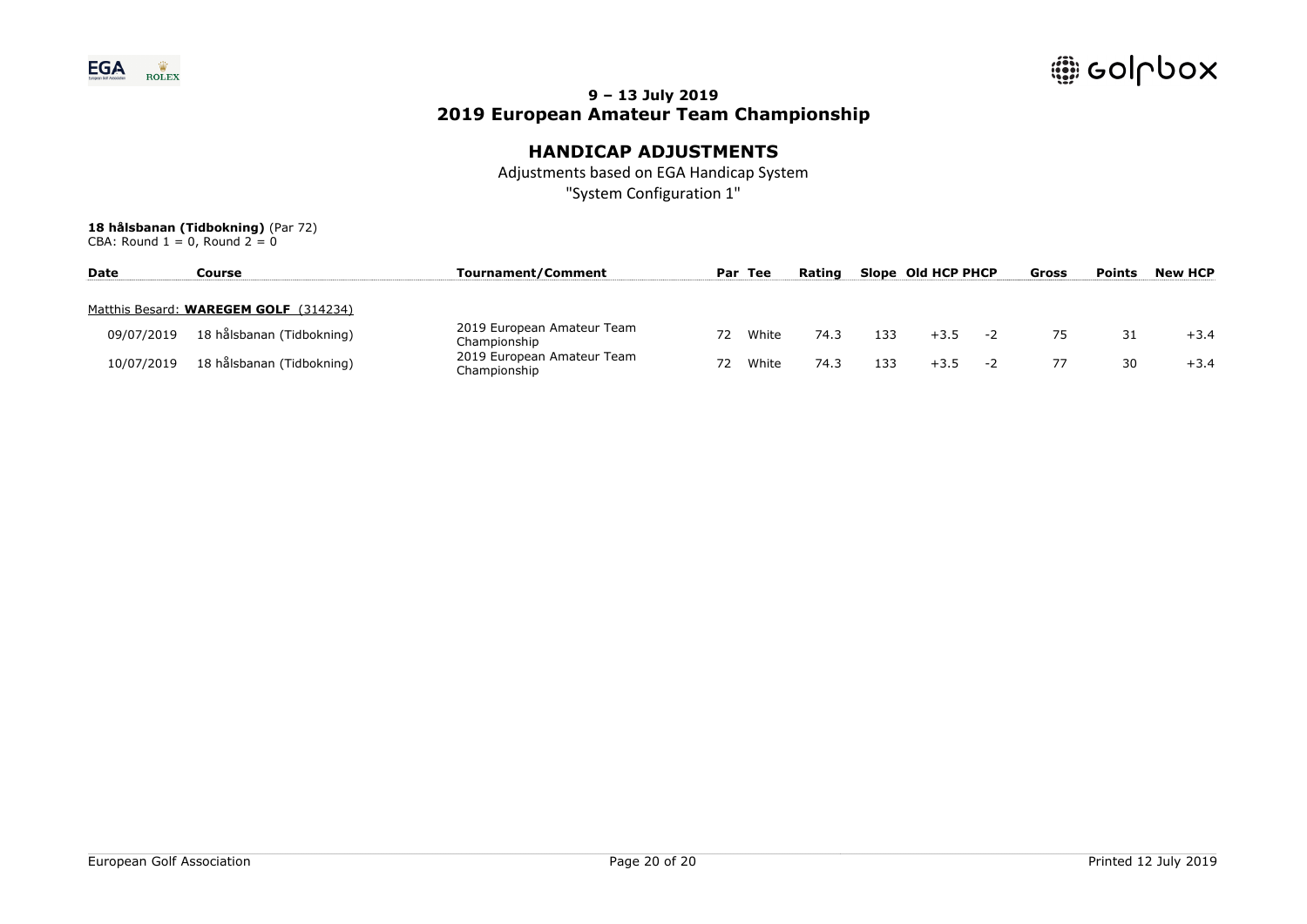**9 – 13 July 2019**
**2019 European Amateur Team Championship**

## HANDICAP ADJUSTMENTS

Adjustments based on EGA Handicap System
"System Configuration 1"

**18 hålsbanan (Tidbokning)** (Par 72)
CBA: Round 1 = 0, Round 2 = 0

| Date | Course | Tournament/Comment | Par | Tee | Rating | Slope | Old HCP | PHCP | Gross | Points | New HCP |
|---|---|---|---|---|---|---|---|---|---|---|---|
| Matthis Besard: **WAREGEM GOLF** (314234) | | | | | | | | | | | |
| 09/07/2019 | 18 hålsbanan (Tidbokning) | 2019 European Amateur Team Championship | 72 | White | 74.3 | 133 | +3.5 | -2 | 75 | 31 | +3.4 |
| 10/07/2019 | 18 hålsbanan (Tidbokning) | 2019 European Amateur Team Championship | 72 | White | 74.3 | 133 | +3.5 | -2 | 77 | 30 | +3.4 |